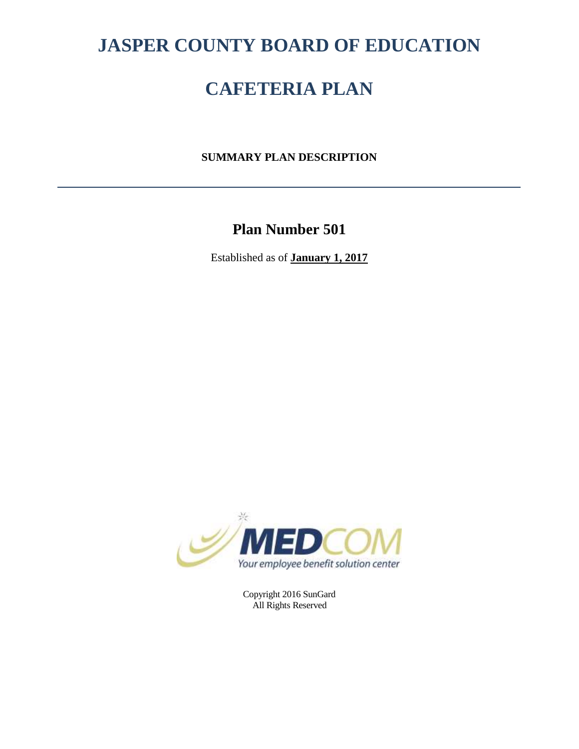# JASPER COUNTY BOARD OF EDUCATION

# CAFETERIA PLAN

**SUMMARY PLAN DESCRIPTION**

---

## Plan Number 501

Established as of **January 1, 2017**

MEDCOM
Your employee benefit solution center

Copyright 2016 SunGard
All Rights Reserved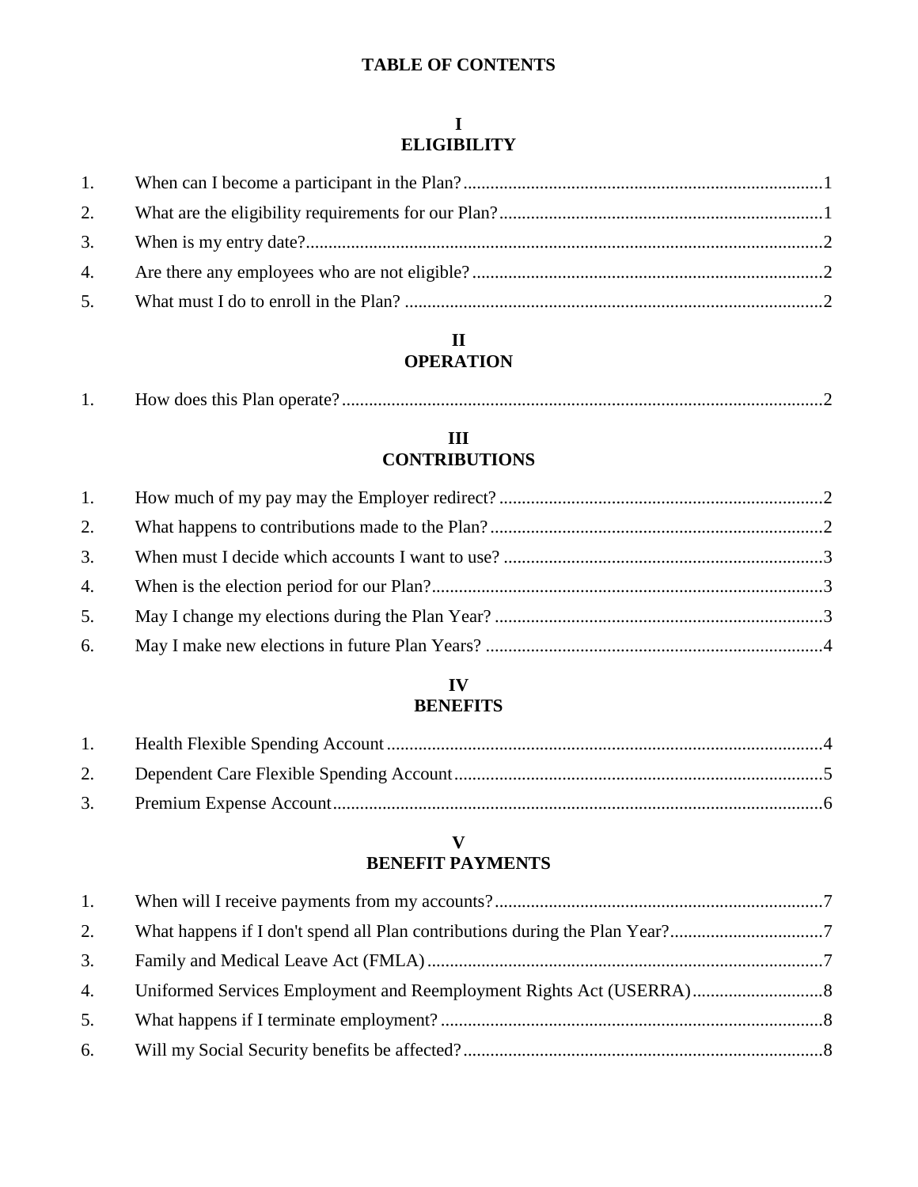# TABLE OF CONTENTS

## I
## ELIGIBILITY

1. When can I become a participant in the Plan? ........ 1
2. What are the eligibility requirements for our Plan? ........ 1
3. When is my entry date? ........ 2
4. Are there any employees who are not eligible? ........ 2
5. What must I do to enroll in the Plan? ........ 2

## II
## OPERATION

1. How does this Plan operate? ........ 2

## III
## CONTRIBUTIONS

1. How much of my pay may the Employer redirect? ........ 2
2. What happens to contributions made to the Plan? ........ 2
3. When must I decide which accounts I want to use? ........ 3
4. When is the election period for our Plan? ........ 3
5. May I change my elections during the Plan Year? ........ 3
6. May I make new elections in future Plan Years? ........ 4

## IV
## BENEFITS

1. Health Flexible Spending Account ........ 4
2. Dependent Care Flexible Spending Account ........ 5
3. Premium Expense Account ........ 6

## V
## BENEFIT PAYMENTS

1. When will I receive payments from my accounts? ........ 7
2. What happens if I don't spend all Plan contributions during the Plan Year? ........ 7
3. Family and Medical Leave Act (FMLA) ........ 7
4. Uniformed Services Employment and Reemployment Rights Act (USERRA) ........ 8
5. What happens if I terminate employment? ........ 8
6. Will my Social Security benefits be affected? ........ 8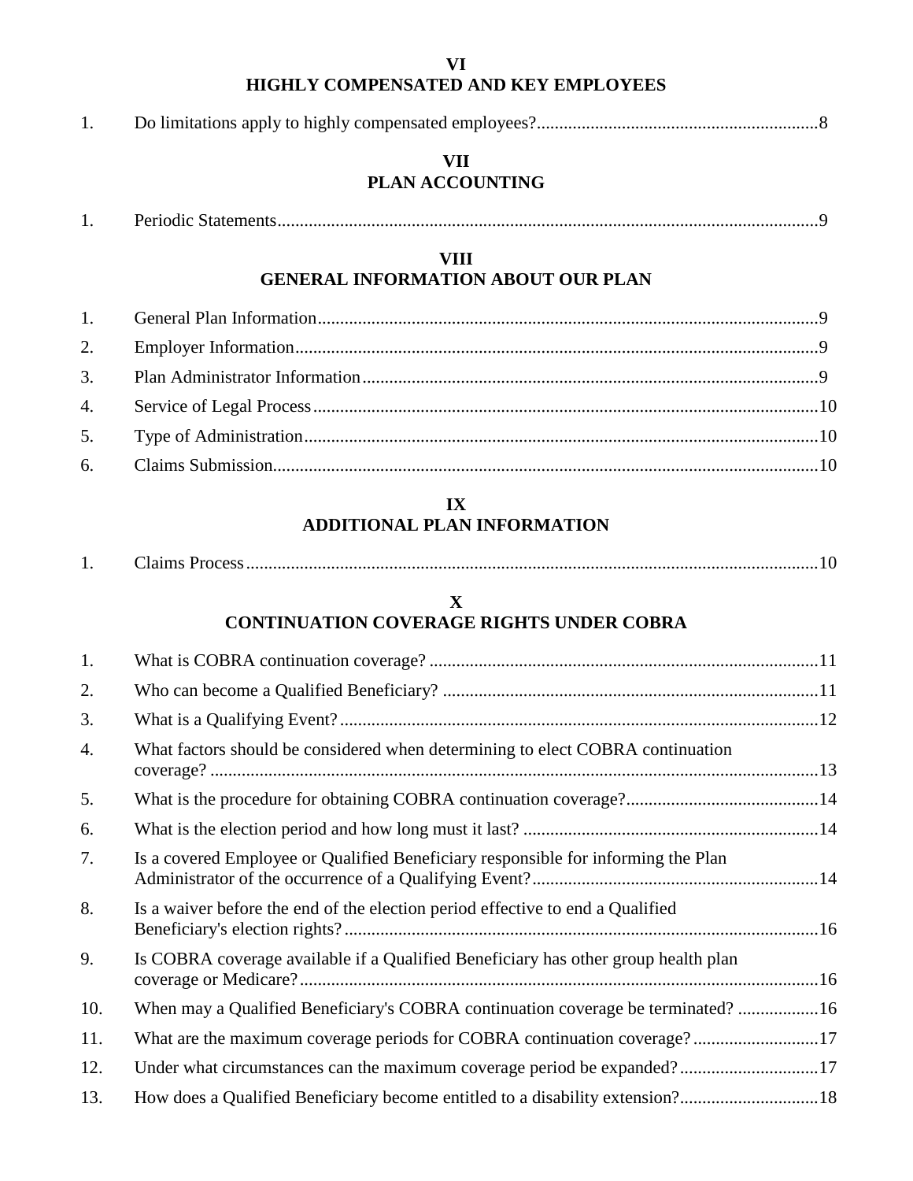## VI
## HIGHLY COMPENSATED AND KEY EMPLOYEES

1. Do limitations apply to highly compensated employees?..............................................................8

## VII
## PLAN ACCOUNTING

1. Periodic Statements........................................................................................................................9

## VIII
## GENERAL INFORMATION ABOUT OUR PLAN

1. General Plan Information...............................................................................................................9
2. Employer Information....................................................................................................................9
3. Plan Administrator Information.....................................................................................................9
4. Service of Legal Process...............................................................................................................10
5. Type of Administration.................................................................................................................10
6. Claims Submission........................................................................................................................10

## IX
## ADDITIONAL PLAN INFORMATION

1. Claims Process.............................................................................................................................10

## X
## CONTINUATION COVERAGE RIGHTS UNDER COBRA

1. What is COBRA continuation coverage? .....................................................................................11
2. Who can become a Qualified Beneficiary? ...................................................................................11
3. What is a Qualifying Event?..........................................................................................................12
4. What factors should be considered when determining to elect COBRA continuation coverage? .......................................................................................................................................13
5. What is the procedure for obtaining COBRA continuation coverage?...........................................14
6. What is the election period and how long must it last? .................................................................14
7. Is a covered Employee or Qualified Beneficiary responsible for informing the Plan Administrator of the occurrence of a Qualifying Event?...............................................................14
8. Is a waiver before the end of the election period effective to end a Qualified Beneficiary's election rights?.........................................................................................................16
9. Is COBRA coverage available if a Qualified Beneficiary has other group health plan coverage or Medicare?..................................................................................................................16
10. When may a Qualified Beneficiary's COBRA continuation coverage be terminated? .................16
11. What are the maximum coverage periods for COBRA continuation coverage?............................17
12. Under what circumstances can the maximum coverage period be expanded?...............................17
13. How does a Qualified Beneficiary become entitled to a disability extension?...............................18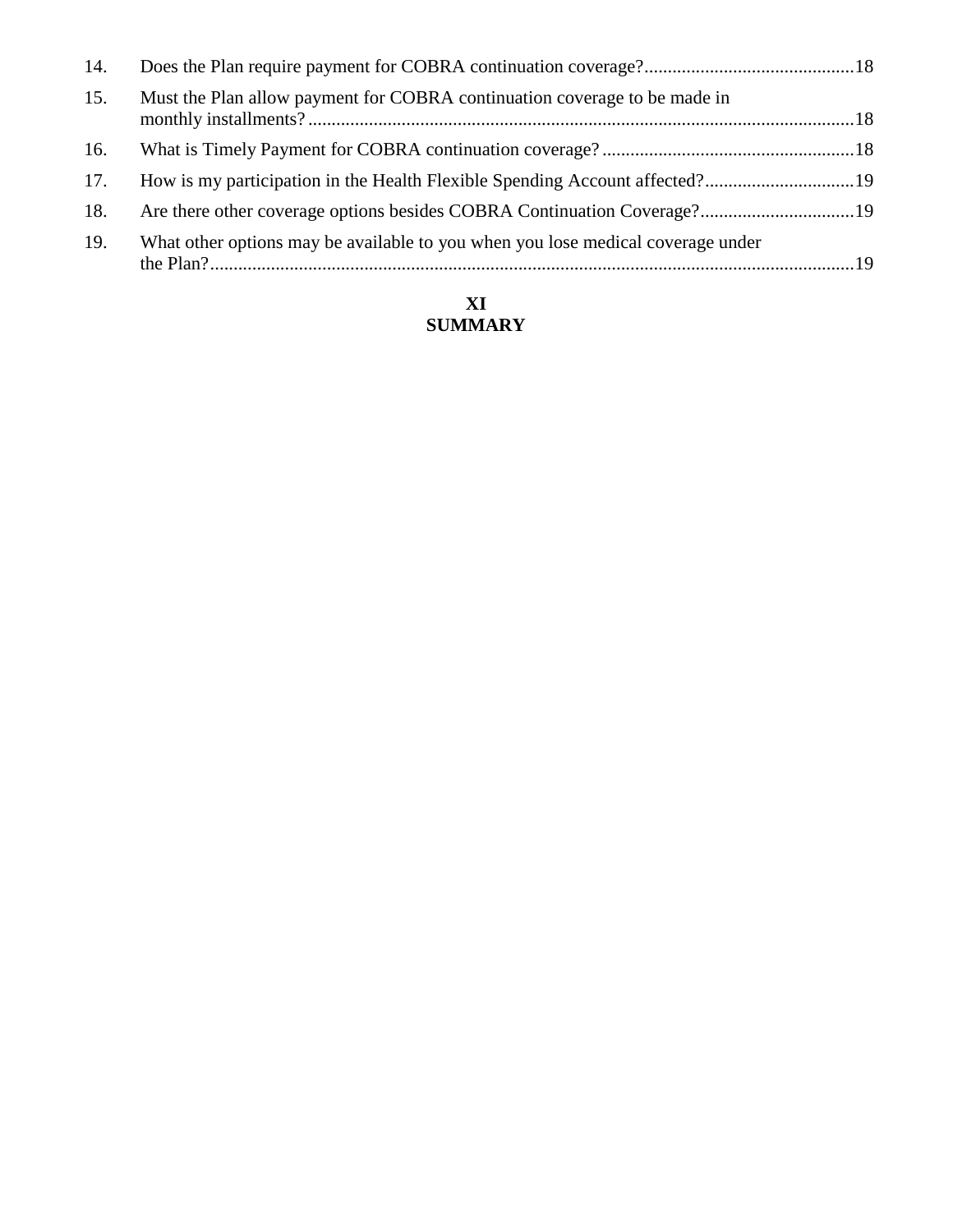14. Does the Plan require payment for COBRA continuation coverage? ....... 18
15. Must the Plan allow payment for COBRA continuation coverage to be made in monthly installments? ....... 18
16. What is Timely Payment for COBRA continuation coverage? ....... 18
17. How is my participation in the Health Flexible Spending Account affected? ....... 19
18. Are there other coverage options besides COBRA Continuation Coverage? ....... 19
19. What other options may be available to you when you lose medical coverage under the Plan? ....... 19

**XI**
**SUMMARY**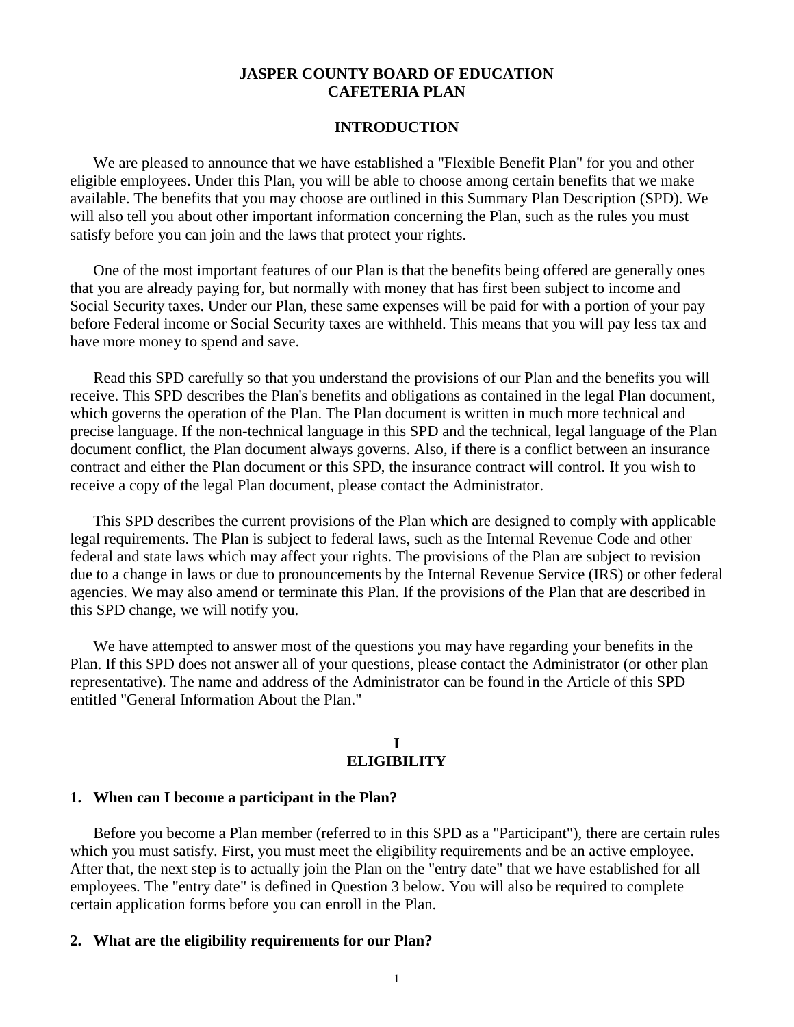# JASPER COUNTY BOARD OF EDUCATION
# CAFETERIA PLAN

## INTRODUCTION

We are pleased to announce that we have established a "Flexible Benefit Plan" for you and other eligible employees. Under this Plan, you will be able to choose among certain benefits that we make available. The benefits that you may choose are outlined in this Summary Plan Description (SPD). We will also tell you about other important information concerning the Plan, such as the rules you must satisfy before you can join and the laws that protect your rights.

One of the most important features of our Plan is that the benefits being offered are generally ones that you are already paying for, but normally with money that has first been subject to income and Social Security taxes. Under our Plan, these same expenses will be paid for with a portion of your pay before Federal income or Social Security taxes are withheld. This means that you will pay less tax and have more money to spend and save.

Read this SPD carefully so that you understand the provisions of our Plan and the benefits you will receive. This SPD describes the Plan's benefits and obligations as contained in the legal Plan document, which governs the operation of the Plan. The Plan document is written in much more technical and precise language. If the non-technical language in this SPD and the technical, legal language of the Plan document conflict, the Plan document always governs. Also, if there is a conflict between an insurance contract and either the Plan document or this SPD, the insurance contract will control. If you wish to receive a copy of the legal Plan document, please contact the Administrator.

This SPD describes the current provisions of the Plan which are designed to comply with applicable legal requirements. The Plan is subject to federal laws, such as the Internal Revenue Code and other federal and state laws which may affect your rights. The provisions of the Plan are subject to revision due to a change in laws or due to pronouncements by the Internal Revenue Service (IRS) or other federal agencies. We may also amend or terminate this Plan. If the provisions of the Plan that are described in this SPD change, we will notify you.

We have attempted to answer most of the questions you may have regarding your benefits in the Plan. If this SPD does not answer all of your questions, please contact the Administrator (or other plan representative). The name and address of the Administrator can be found in the Article of this SPD entitled "General Information About the Plan."

## I
## ELIGIBILITY

### 1. When can I become a participant in the Plan?

Before you become a Plan member (referred to in this SPD as a "Participant"), there are certain rules which you must satisfy. First, you must meet the eligibility requirements and be an active employee. After that, the next step is to actually join the Plan on the "entry date" that we have established for all employees. The "entry date" is defined in Question 3 below. You will also be required to complete certain application forms before you can enroll in the Plan.

### 2. What are the eligibility requirements for our Plan?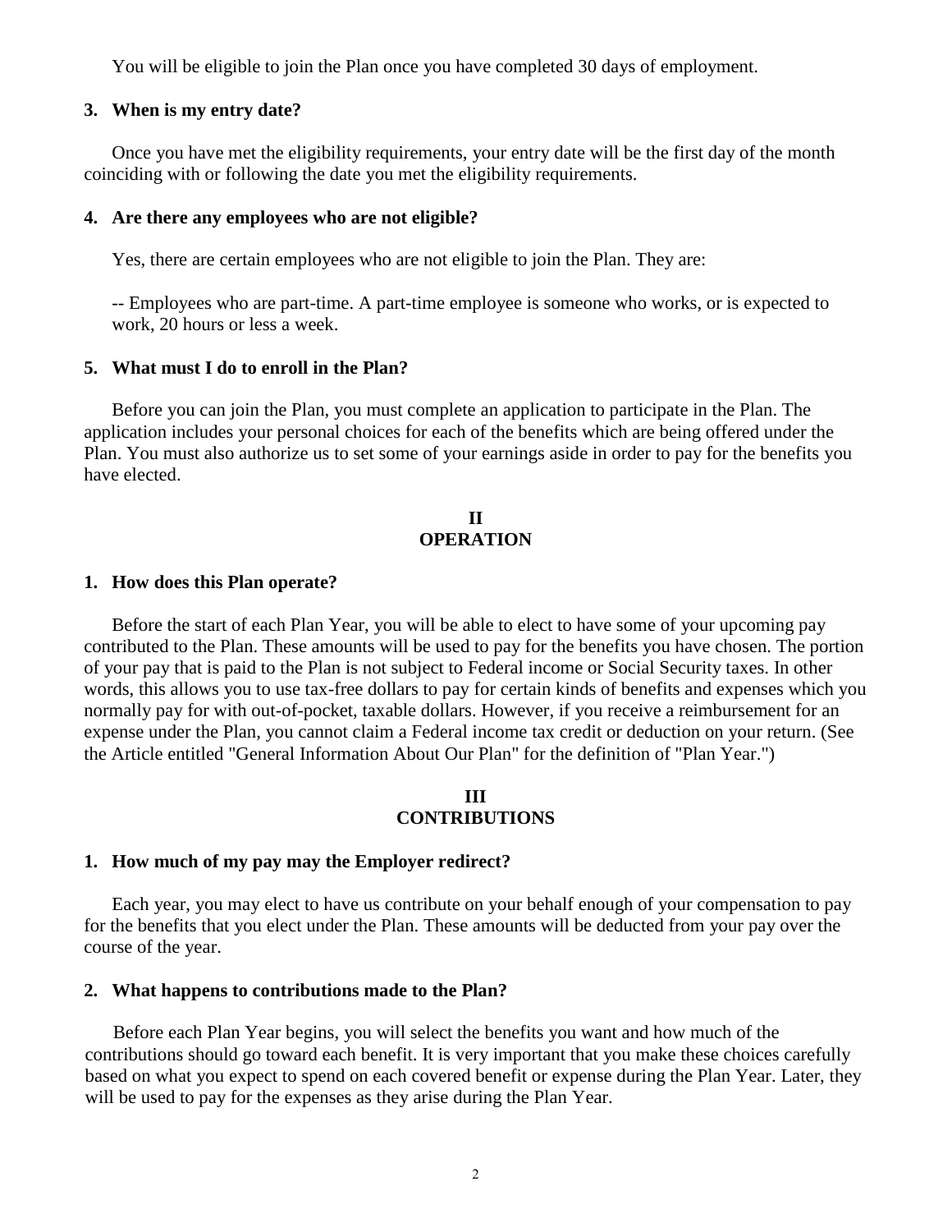You will be eligible to join the Plan once you have completed 30 days of employment.

### 3. When is my entry date?

Once you have met the eligibility requirements, your entry date will be the first day of the month coinciding with or following the date you met the eligibility requirements.

### 4. Are there any employees who are not eligible?

Yes, there are certain employees who are not eligible to join the Plan. They are:

-- Employees who are part-time. A part-time employee is someone who works, or is expected to work, 20 hours or less a week.

### 5. What must I do to enroll in the Plan?

Before you can join the Plan, you must complete an application to participate in the Plan. The application includes your personal choices for each of the benefits which are being offered under the Plan. You must also authorize us to set some of your earnings aside in order to pay for the benefits you have elected.

## II
## OPERATION

### 1. How does this Plan operate?

Before the start of each Plan Year, you will be able to elect to have some of your upcoming pay contributed to the Plan. These amounts will be used to pay for the benefits you have chosen. The portion of your pay that is paid to the Plan is not subject to Federal income or Social Security taxes. In other words, this allows you to use tax-free dollars to pay for certain kinds of benefits and expenses which you normally pay for with out-of-pocket, taxable dollars. However, if you receive a reimbursement for an expense under the Plan, you cannot claim a Federal income tax credit or deduction on your return. (See the Article entitled "General Information About Our Plan" for the definition of "Plan Year.")

## III
## CONTRIBUTIONS

### 1. How much of my pay may the Employer redirect?

Each year, you may elect to have us contribute on your behalf enough of your compensation to pay for the benefits that you elect under the Plan. These amounts will be deducted from your pay over the course of the year.

### 2. What happens to contributions made to the Plan?

Before each Plan Year begins, you will select the benefits you want and how much of the contributions should go toward each benefit. It is very important that you make these choices carefully based on what you expect to spend on each covered benefit or expense during the Plan Year. Later, they will be used to pay for the expenses as they arise during the Plan Year.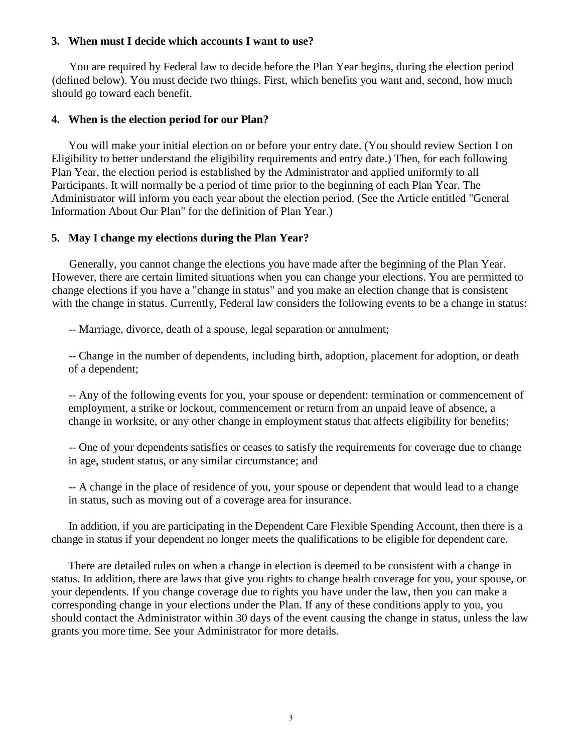**3. When must I decide which accounts I want to use?**

You are required by Federal law to decide before the Plan Year begins, during the election period (defined below). You must decide two things. First, which benefits you want and, second, how much should go toward each benefit.

**4. When is the election period for our Plan?**

You will make your initial election on or before your entry date. (You should review Section I on Eligibility to better understand the eligibility requirements and entry date.) Then, for each following Plan Year, the election period is established by the Administrator and applied uniformly to all Participants. It will normally be a period of time prior to the beginning of each Plan Year. The Administrator will inform you each year about the election period. (See the Article entitled "General Information About Our Plan" for the definition of Plan Year.)

**5. May I change my elections during the Plan Year?**

Generally, you cannot change the elections you have made after the beginning of the Plan Year. However, there are certain limited situations when you can change your elections. You are permitted to change elections if you have a "change in status" and you make an election change that is consistent with the change in status. Currently, Federal law considers the following events to be a change in status:

-- Marriage, divorce, death of a spouse, legal separation or annulment;

-- Change in the number of dependents, including birth, adoption, placement for adoption, or death of a dependent;

-- Any of the following events for you, your spouse or dependent: termination or commencement of employment, a strike or lockout, commencement or return from an unpaid leave of absence, a change in worksite, or any other change in employment status that affects eligibility for benefits;

-- One of your dependents satisfies or ceases to satisfy the requirements for coverage due to change in age, student status, or any similar circumstance; and

-- A change in the place of residence of you, your spouse or dependent that would lead to a change in status, such as moving out of a coverage area for insurance.

In addition, if you are participating in the Dependent Care Flexible Spending Account, then there is a change in status if your dependent no longer meets the qualifications to be eligible for dependent care.

There are detailed rules on when a change in election is deemed to be consistent with a change in status. In addition, there are laws that give you rights to change health coverage for you, your spouse, or your dependents. If you change coverage due to rights you have under the law, then you can make a corresponding change in your elections under the Plan. If any of these conditions apply to you, you should contact the Administrator within 30 days of the event causing the change in status, unless the law grants you more time. See your Administrator for more details.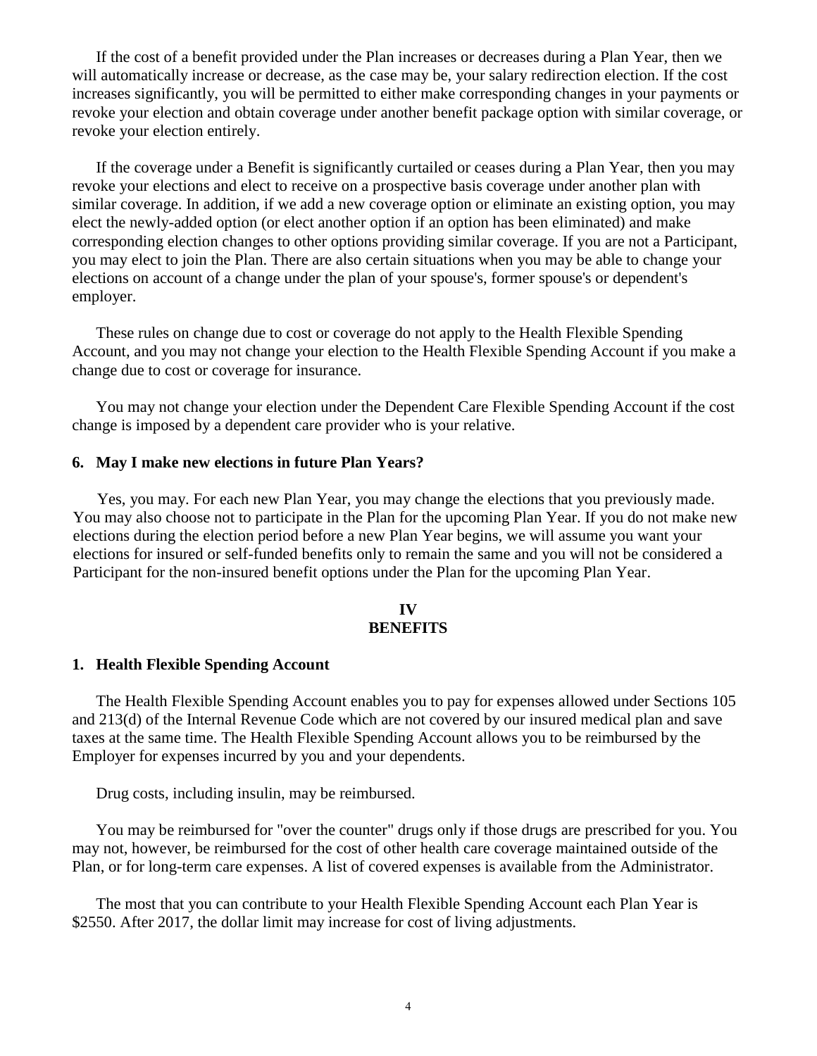If the cost of a benefit provided under the Plan increases or decreases during a Plan Year, then we will automatically increase or decrease, as the case may be, your salary redirection election. If the cost increases significantly, you will be permitted to either make corresponding changes in your payments or revoke your election and obtain coverage under another benefit package option with similar coverage, or revoke your election entirely.

If the coverage under a Benefit is significantly curtailed or ceases during a Plan Year, then you may revoke your elections and elect to receive on a prospective basis coverage under another plan with similar coverage. In addition, if we add a new coverage option or eliminate an existing option, you may elect the newly-added option (or elect another option if an option has been eliminated) and make corresponding election changes to other options providing similar coverage. If you are not a Participant, you may elect to join the Plan. There are also certain situations when you may be able to change your elections on account of a change under the plan of your spouse's, former spouse's or dependent's employer.

These rules on change due to cost or coverage do not apply to the Health Flexible Spending Account, and you may not change your election to the Health Flexible Spending Account if you make a change due to cost or coverage for insurance.

You may not change your election under the Dependent Care Flexible Spending Account if the cost change is imposed by a dependent care provider who is your relative.

**6. May I make new elections in future Plan Years?**

Yes, you may. For each new Plan Year, you may change the elections that you previously made. You may also choose not to participate in the Plan for the upcoming Plan Year. If you do not make new elections during the election period before a new Plan Year begins, we will assume you want your elections for insured or self-funded benefits only to remain the same and you will not be considered a Participant for the non-insured benefit options under the Plan for the upcoming Plan Year.

## IV
## BENEFITS

**1. Health Flexible Spending Account**

The Health Flexible Spending Account enables you to pay for expenses allowed under Sections 105 and 213(d) of the Internal Revenue Code which are not covered by our insured medical plan and save taxes at the same time. The Health Flexible Spending Account allows you to be reimbursed by the Employer for expenses incurred by you and your dependents.

Drug costs, including insulin, may be reimbursed.

You may be reimbursed for "over the counter" drugs only if those drugs are prescribed for you. You may not, however, be reimbursed for the cost of other health care coverage maintained outside of the Plan, or for long-term care expenses. A list of covered expenses is available from the Administrator.

The most that you can contribute to your Health Flexible Spending Account each Plan Year is $2550. After 2017, the dollar limit may increase for cost of living adjustments.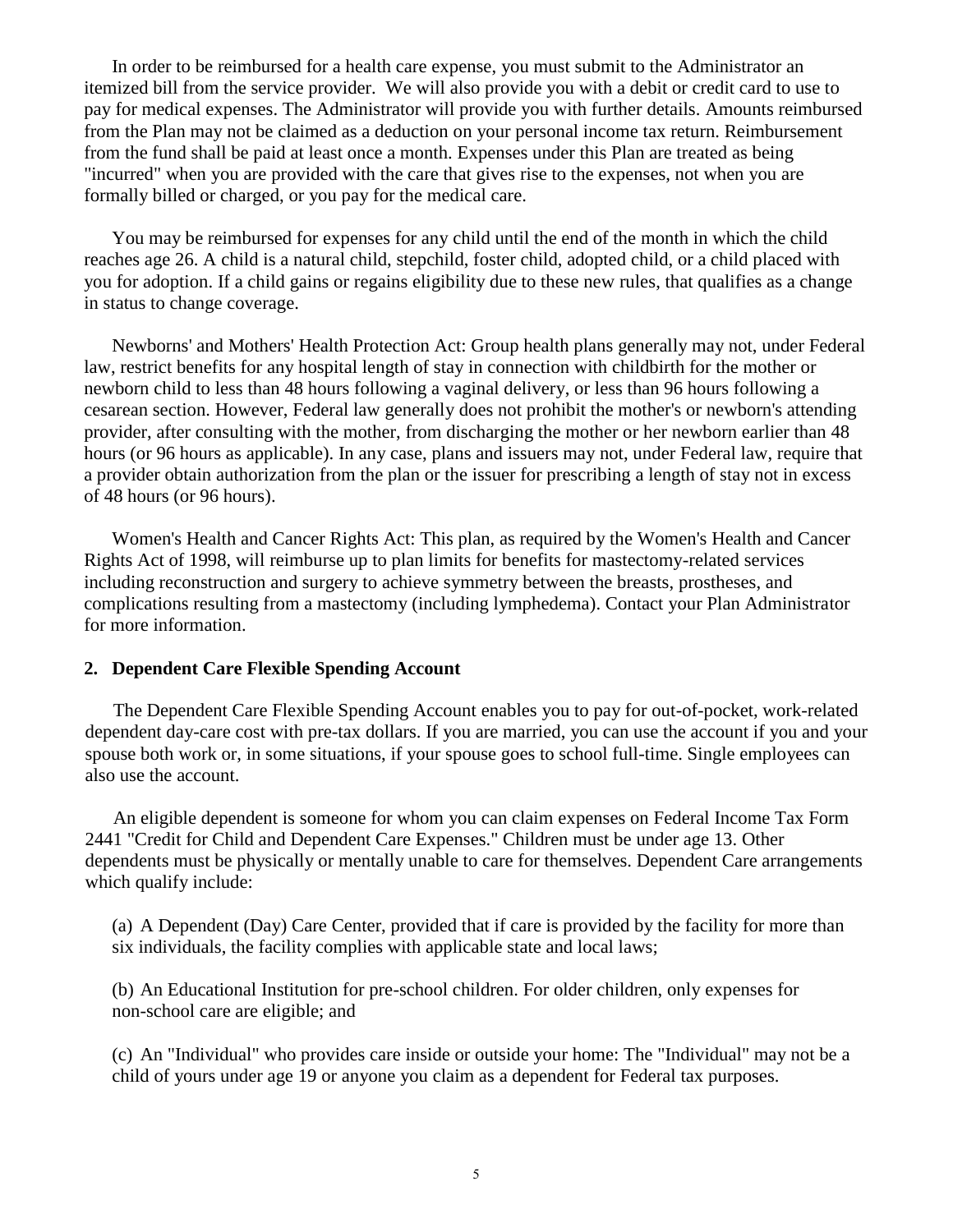In order to be reimbursed for a health care expense, you must submit to the Administrator an itemized bill from the service provider. We will also provide you with a debit or credit card to use to pay for medical expenses. The Administrator will provide you with further details. Amounts reimbursed from the Plan may not be claimed as a deduction on your personal income tax return. Reimbursement from the fund shall be paid at least once a month. Expenses under this Plan are treated as being "incurred" when you are provided with the care that gives rise to the expenses, not when you are formally billed or charged, or you pay for the medical care.

You may be reimbursed for expenses for any child until the end of the month in which the child reaches age 26. A child is a natural child, stepchild, foster child, adopted child, or a child placed with you for adoption. If a child gains or regains eligibility due to these new rules, that qualifies as a change in status to change coverage.

Newborns' and Mothers' Health Protection Act: Group health plans generally may not, under Federal law, restrict benefits for any hospital length of stay in connection with childbirth for the mother or newborn child to less than 48 hours following a vaginal delivery, or less than 96 hours following a cesarean section. However, Federal law generally does not prohibit the mother's or newborn's attending provider, after consulting with the mother, from discharging the mother or her newborn earlier than 48 hours (or 96 hours as applicable). In any case, plans and issuers may not, under Federal law, require that a provider obtain authorization from the plan or the issuer for prescribing a length of stay not in excess of 48 hours (or 96 hours).

Women's Health and Cancer Rights Act: This plan, as required by the Women's Health and Cancer Rights Act of 1998, will reimburse up to plan limits for benefits for mastectomy-related services including reconstruction and surgery to achieve symmetry between the breasts, prostheses, and complications resulting from a mastectomy (including lymphedema). Contact your Plan Administrator for more information.

## 2. Dependent Care Flexible Spending Account

The Dependent Care Flexible Spending Account enables you to pay for out-of-pocket, work-related dependent day-care cost with pre-tax dollars. If you are married, you can use the account if you and your spouse both work or, in some situations, if your spouse goes to school full-time. Single employees can also use the account.

An eligible dependent is someone for whom you can claim expenses on Federal Income Tax Form 2441 "Credit for Child and Dependent Care Expenses." Children must be under age 13. Other dependents must be physically or mentally unable to care for themselves. Dependent Care arrangements which qualify include:

(a) A Dependent (Day) Care Center, provided that if care is provided by the facility for more than six individuals, the facility complies with applicable state and local laws;

(b) An Educational Institution for pre-school children. For older children, only expenses for non-school care are eligible; and

(c) An "Individual" who provides care inside or outside your home: The "Individual" may not be a child of yours under age 19 or anyone you claim as a dependent for Federal tax purposes.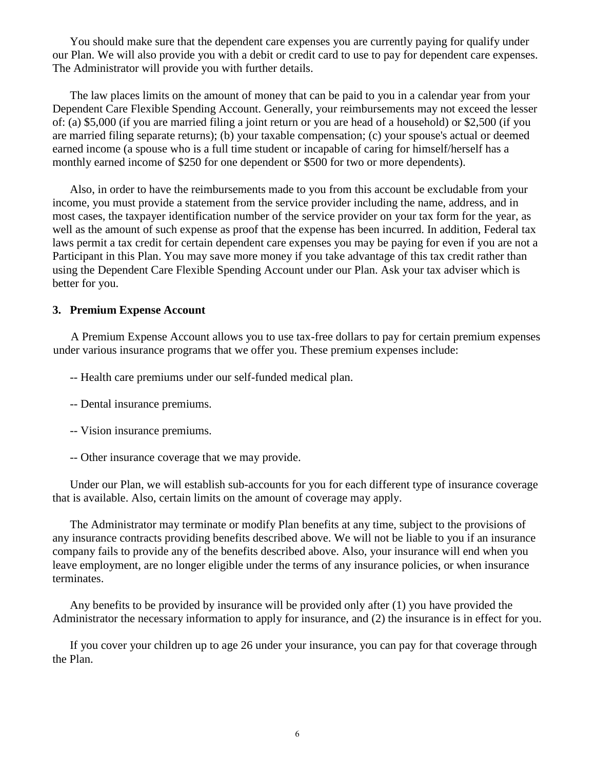You should make sure that the dependent care expenses you are currently paying for qualify under our Plan. We will also provide you with a debit or credit card to use to pay for dependent care expenses. The Administrator will provide you with further details.

The law places limits on the amount of money that can be paid to you in a calendar year from your Dependent Care Flexible Spending Account. Generally, your reimbursements may not exceed the lesser of: (a) $5,000 (if you are married filing a joint return or you are head of a household) or $2,500 (if you are married filing separate returns); (b) your taxable compensation; (c) your spouse's actual or deemed earned income (a spouse who is a full time student or incapable of caring for himself/herself has a monthly earned income of $250 for one dependent or $500 for two or more dependents).

Also, in order to have the reimbursements made to you from this account be excludable from your income, you must provide a statement from the service provider including the name, address, and in most cases, the taxpayer identification number of the service provider on your tax form for the year, as well as the amount of such expense as proof that the expense has been incurred. In addition, Federal tax laws permit a tax credit for certain dependent care expenses you may be paying for even if you are not a Participant in this Plan. You may save more money if you take advantage of this tax credit rather than using the Dependent Care Flexible Spending Account under our Plan. Ask your tax adviser which is better for you.

**3. Premium Expense Account**

A Premium Expense Account allows you to use tax-free dollars to pay for certain premium expenses under various insurance programs that we offer you. These premium expenses include:

-- Health care premiums under our self-funded medical plan.

-- Dental insurance premiums.

-- Vision insurance premiums.

-- Other insurance coverage that we may provide.

Under our Plan, we will establish sub-accounts for you for each different type of insurance coverage that is available. Also, certain limits on the amount of coverage may apply.

The Administrator may terminate or modify Plan benefits at any time, subject to the provisions of any insurance contracts providing benefits described above. We will not be liable to you if an insurance company fails to provide any of the benefits described above. Also, your insurance will end when you leave employment, are no longer eligible under the terms of any insurance policies, or when insurance terminates.

Any benefits to be provided by insurance will be provided only after (1) you have provided the Administrator the necessary information to apply for insurance, and (2) the insurance is in effect for you.

If you cover your children up to age 26 under your insurance, you can pay for that coverage through the Plan.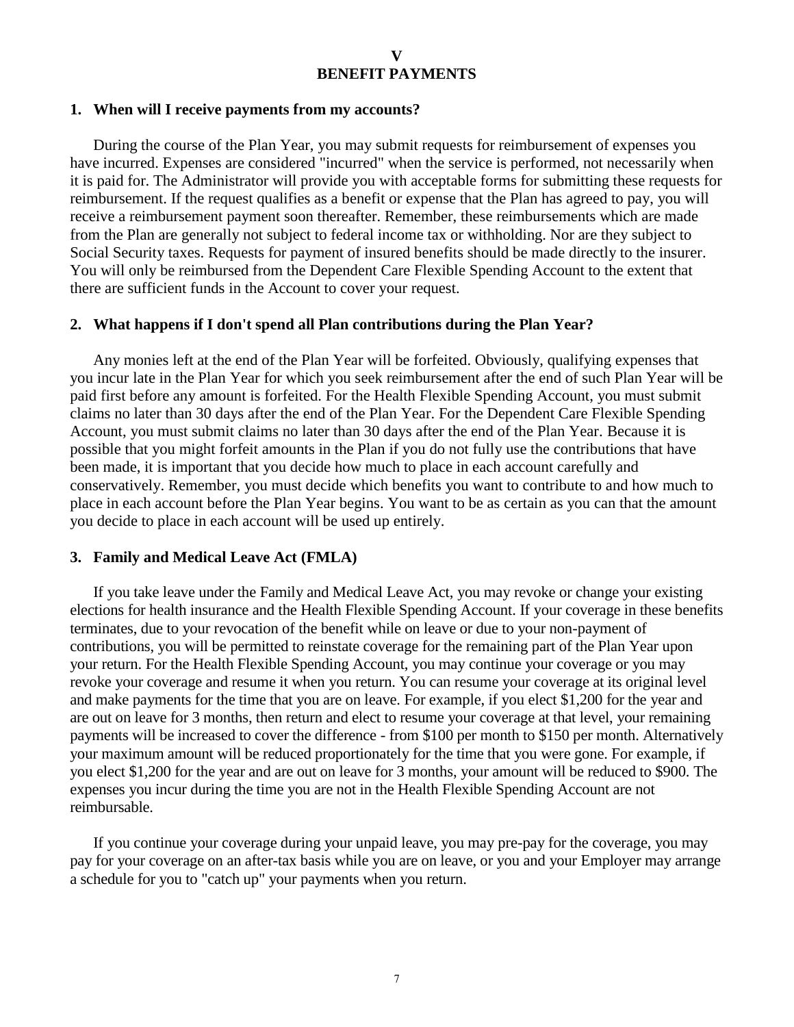# V
# BENEFIT PAYMENTS

### 1. When will I receive payments from my accounts?

During the course of the Plan Year, you may submit requests for reimbursement of expenses you have incurred. Expenses are considered "incurred" when the service is performed, not necessarily when it is paid for. The Administrator will provide you with acceptable forms for submitting these requests for reimbursement. If the request qualifies as a benefit or expense that the Plan has agreed to pay, you will receive a reimbursement payment soon thereafter. Remember, these reimbursements which are made from the Plan are generally not subject to federal income tax or withholding. Nor are they subject to Social Security taxes. Requests for payment of insured benefits should be made directly to the insurer. You will only be reimbursed from the Dependent Care Flexible Spending Account to the extent that there are sufficient funds in the Account to cover your request.

### 2. What happens if I don't spend all Plan contributions during the Plan Year?

Any monies left at the end of the Plan Year will be forfeited. Obviously, qualifying expenses that you incur late in the Plan Year for which you seek reimbursement after the end of such Plan Year will be paid first before any amount is forfeited. For the Health Flexible Spending Account, you must submit claims no later than 30 days after the end of the Plan Year. For the Dependent Care Flexible Spending Account, you must submit claims no later than 30 days after the end of the Plan Year. Because it is possible that you might forfeit amounts in the Plan if you do not fully use the contributions that have been made, it is important that you decide how much to place in each account carefully and conservatively. Remember, you must decide which benefits you want to contribute to and how much to place in each account before the Plan Year begins. You want to be as certain as you can that the amount you decide to place in each account will be used up entirely.

### 3. Family and Medical Leave Act (FMLA)

If you take leave under the Family and Medical Leave Act, you may revoke or change your existing elections for health insurance and the Health Flexible Spending Account. If your coverage in these benefits terminates, due to your revocation of the benefit while on leave or due to your non-payment of contributions, you will be permitted to reinstate coverage for the remaining part of the Plan Year upon your return. For the Health Flexible Spending Account, you may continue your coverage or you may revoke your coverage and resume it when you return. You can resume your coverage at its original level and make payments for the time that you are on leave. For example, if you elect $1,200 for the year and are out on leave for 3 months, then return and elect to resume your coverage at that level, your remaining payments will be increased to cover the difference - from $100 per month to $150 per month. Alternatively your maximum amount will be reduced proportionately for the time that you were gone. For example, if you elect $1,200 for the year and are out on leave for 3 months, your amount will be reduced to $900. The expenses you incur during the time you are not in the Health Flexible Spending Account are not reimbursable.

If you continue your coverage during your unpaid leave, you may pre-pay for the coverage, you may pay for your coverage on an after-tax basis while you are on leave, or you and your Employer may arrange a schedule for you to "catch up" your payments when you return.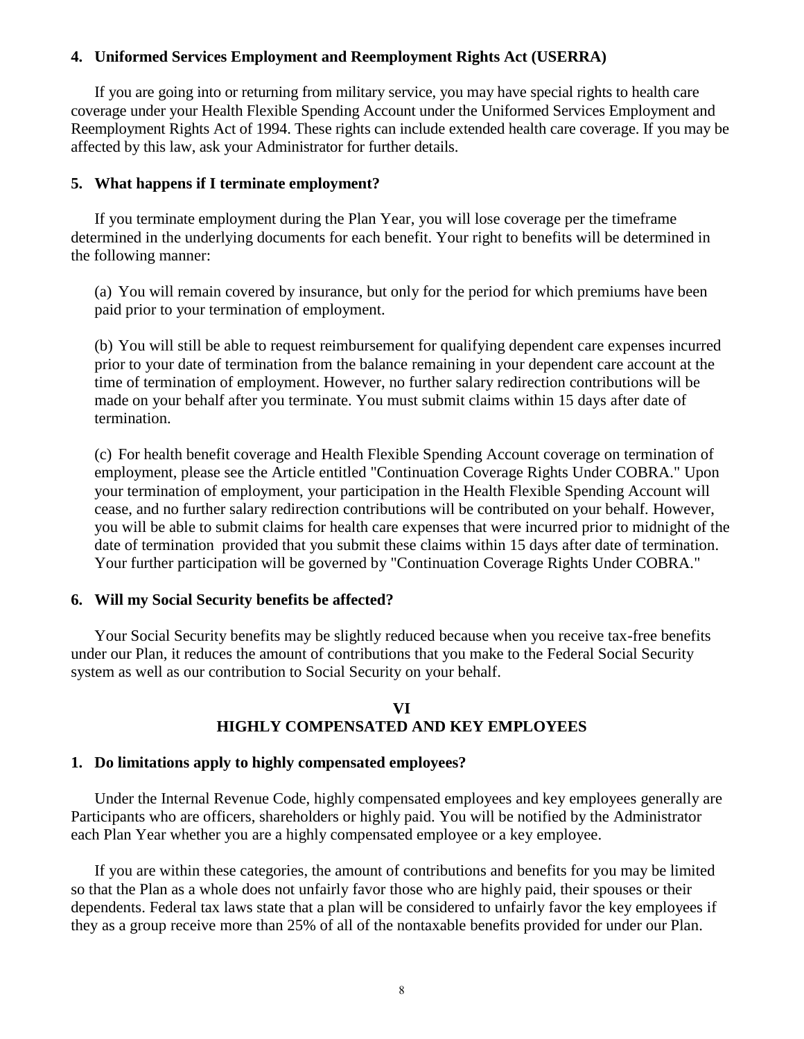### 4. Uniformed Services Employment and Reemployment Rights Act (USERRA)

If you are going into or returning from military service, you may have special rights to health care coverage under your Health Flexible Spending Account under the Uniformed Services Employment and Reemployment Rights Act of 1994. These rights can include extended health care coverage. If you may be affected by this law, ask your Administrator for further details.

### 5. What happens if I terminate employment?

If you terminate employment during the Plan Year, you will lose coverage per the timeframe determined in the underlying documents for each benefit. Your right to benefits will be determined in the following manner:

(a) You will remain covered by insurance, but only for the period for which premiums have been paid prior to your termination of employment.

(b) You will still be able to request reimbursement for qualifying dependent care expenses incurred prior to your date of termination from the balance remaining in your dependent care account at the time of termination of employment. However, no further salary redirection contributions will be made on your behalf after you terminate. You must submit claims within 15 days after date of termination.

(c) For health benefit coverage and Health Flexible Spending Account coverage on termination of employment, please see the Article entitled "Continuation Coverage Rights Under COBRA." Upon your termination of employment, your participation in the Health Flexible Spending Account will cease, and no further salary redirection contributions will be contributed on your behalf. However, you will be able to submit claims for health care expenses that were incurred prior to midnight of the date of termination provided that you submit these claims within 15 days after date of termination. Your further participation will be governed by "Continuation Coverage Rights Under COBRA."

### 6. Will my Social Security benefits be affected?

Your Social Security benefits may be slightly reduced because when you receive tax-free benefits under our Plan, it reduces the amount of contributions that you make to the Federal Social Security system as well as our contribution to Social Security on your behalf.

## VI
## HIGHLY COMPENSATED AND KEY EMPLOYEES

### 1. Do limitations apply to highly compensated employees?

Under the Internal Revenue Code, highly compensated employees and key employees generally are Participants who are officers, shareholders or highly paid. You will be notified by the Administrator each Plan Year whether you are a highly compensated employee or a key employee.

If you are within these categories, the amount of contributions and benefits for you may be limited so that the Plan as a whole does not unfairly favor those who are highly paid, their spouses or their dependents. Federal tax laws state that a plan will be considered to unfairly favor the key employees if they as a group receive more than 25% of all of the nontaxable benefits provided for under our Plan.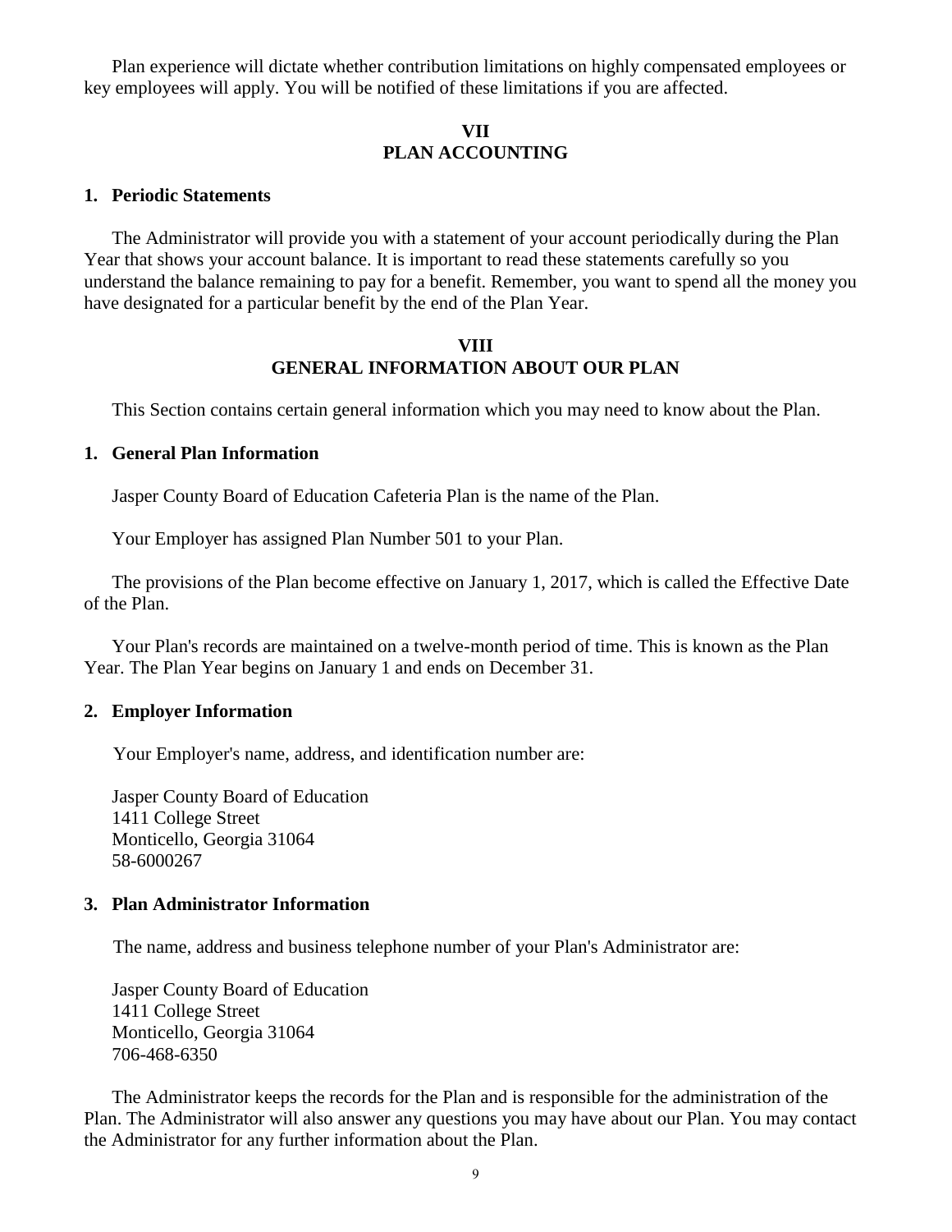Plan experience will dictate whether contribution limitations on highly compensated employees or key employees will apply. You will be notified of these limitations if you are affected.

## VII
## PLAN ACCOUNTING

### 1. Periodic Statements

The Administrator will provide you with a statement of your account periodically during the Plan Year that shows your account balance. It is important to read these statements carefully so you understand the balance remaining to pay for a benefit. Remember, you want to spend all the money you have designated for a particular benefit by the end of the Plan Year.

## VIII
## GENERAL INFORMATION ABOUT OUR PLAN

This Section contains certain general information which you may need to know about the Plan.

### 1. General Plan Information

Jasper County Board of Education Cafeteria Plan is the name of the Plan.

Your Employer has assigned Plan Number 501 to your Plan.

The provisions of the Plan become effective on January 1, 2017, which is called the Effective Date of the Plan.

Your Plan's records are maintained on a twelve-month period of time. This is known as the Plan Year. The Plan Year begins on January 1 and ends on December 31.

### 2. Employer Information

Your Employer's name, address, and identification number are:

Jasper County Board of Education  
1411 College Street  
Monticello, Georgia 31064  
58-6000267

### 3. Plan Administrator Information

The name, address and business telephone number of your Plan's Administrator are:

Jasper County Board of Education  
1411 College Street  
Monticello, Georgia 31064  
706-468-6350

The Administrator keeps the records for the Plan and is responsible for the administration of the Plan. The Administrator will also answer any questions you may have about our Plan. You may contact the Administrator for any further information about the Plan.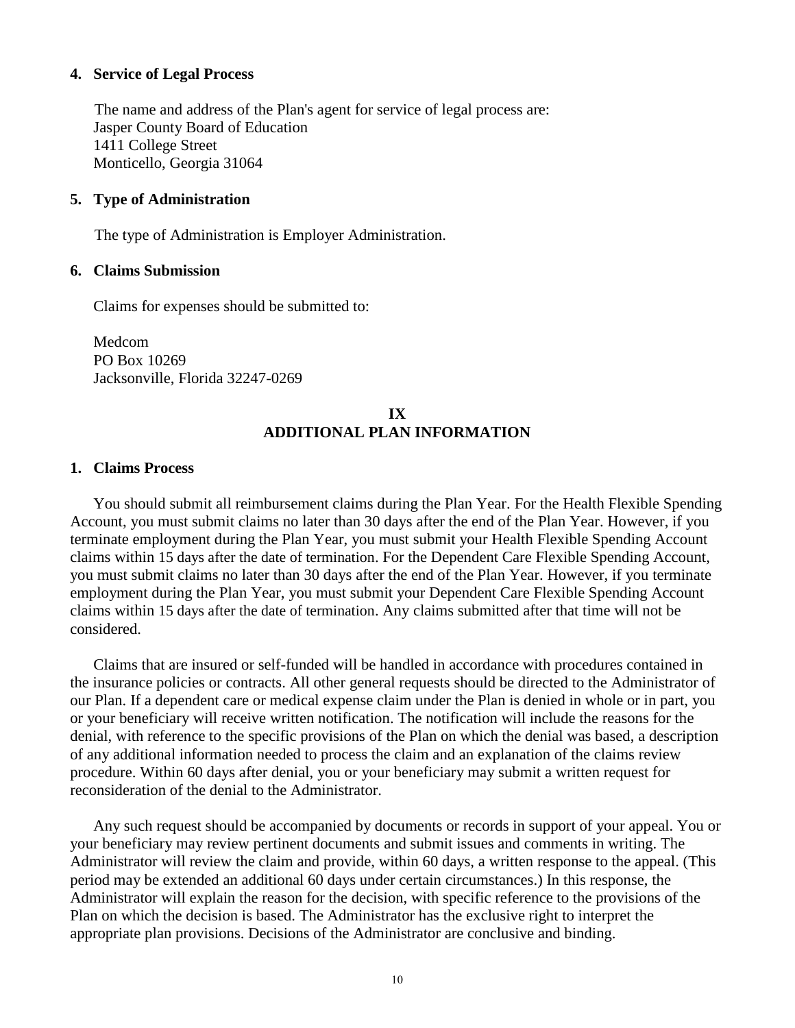**4. Service of Legal Process**

The name and address of the Plan's agent for service of legal process are:
Jasper County Board of Education
1411 College Street
Monticello, Georgia 31064

**5. Type of Administration**

The type of Administration is Employer Administration.

**6. Claims Submission**

Claims for expenses should be submitted to:

Medcom
PO Box 10269
Jacksonville, Florida 32247-0269

## IX
## ADDITIONAL PLAN INFORMATION

**1. Claims Process**

You should submit all reimbursement claims during the Plan Year. For the Health Flexible Spending Account, you must submit claims no later than 30 days after the end of the Plan Year. However, if you terminate employment during the Plan Year, you must submit your Health Flexible Spending Account claims within 15 days after the date of termination. For the Dependent Care Flexible Spending Account, you must submit claims no later than 30 days after the end of the Plan Year. However, if you terminate employment during the Plan Year, you must submit your Dependent Care Flexible Spending Account claims within 15 days after the date of termination. Any claims submitted after that time will not be considered.

Claims that are insured or self-funded will be handled in accordance with procedures contained in the insurance policies or contracts. All other general requests should be directed to the Administrator of our Plan. If a dependent care or medical expense claim under the Plan is denied in whole or in part, you or your beneficiary will receive written notification. The notification will include the reasons for the denial, with reference to the specific provisions of the Plan on which the denial was based, a description of any additional information needed to process the claim and an explanation of the claims review procedure. Within 60 days after denial, you or your beneficiary may submit a written request for reconsideration of the denial to the Administrator.

Any such request should be accompanied by documents or records in support of your appeal. You or your beneficiary may review pertinent documents and submit issues and comments in writing. The Administrator will review the claim and provide, within 60 days, a written response to the appeal. (This period may be extended an additional 60 days under certain circumstances.) In this response, the Administrator will explain the reason for the decision, with specific reference to the provisions of the Plan on which the decision is based. The Administrator has the exclusive right to interpret the appropriate plan provisions. Decisions of the Administrator are conclusive and binding.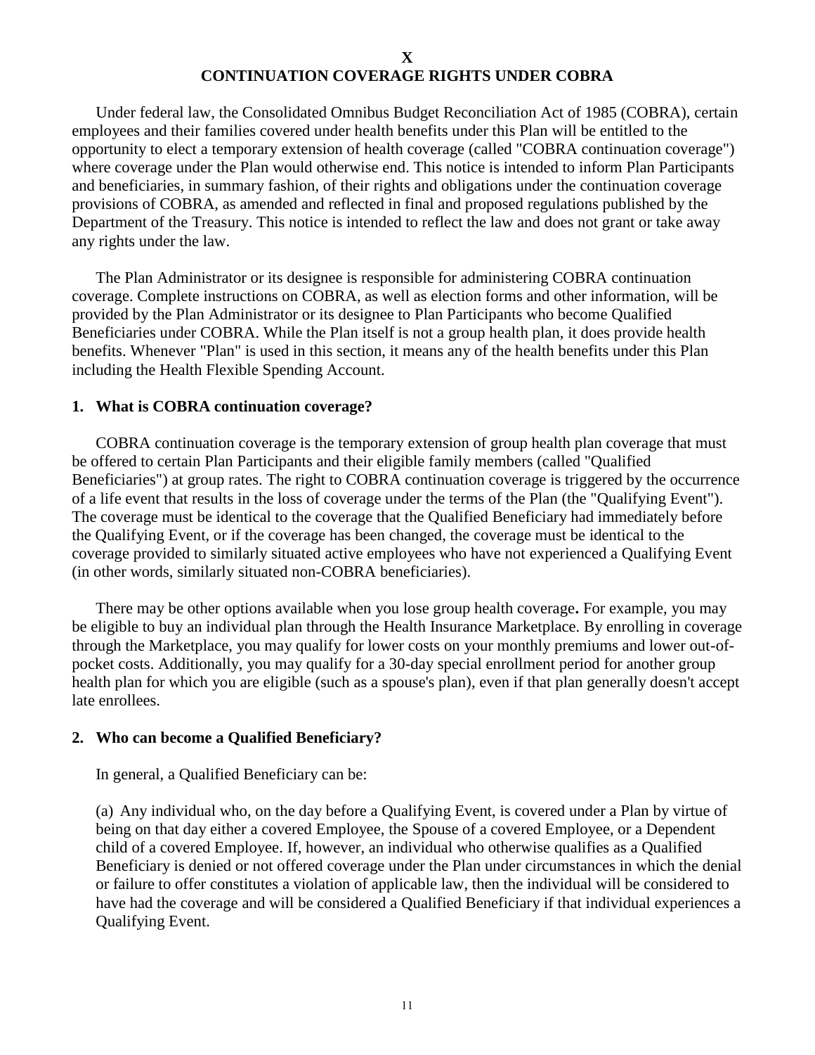# X
# CONTINUATION COVERAGE RIGHTS UNDER COBRA

Under federal law, the Consolidated Omnibus Budget Reconciliation Act of 1985 (COBRA), certain employees and their families covered under health benefits under this Plan will be entitled to the opportunity to elect a temporary extension of health coverage (called "COBRA continuation coverage") where coverage under the Plan would otherwise end. This notice is intended to inform Plan Participants and beneficiaries, in summary fashion, of their rights and obligations under the continuation coverage provisions of COBRA, as amended and reflected in final and proposed regulations published by the Department of the Treasury. This notice is intended to reflect the law and does not grant or take away any rights under the law.

The Plan Administrator or its designee is responsible for administering COBRA continuation coverage. Complete instructions on COBRA, as well as election forms and other information, will be provided by the Plan Administrator or its designee to Plan Participants who become Qualified Beneficiaries under COBRA. While the Plan itself is not a group health plan, it does provide health benefits. Whenever "Plan" is used in this section, it means any of the health benefits under this Plan including the Health Flexible Spending Account.

### 1. What is COBRA continuation coverage?

COBRA continuation coverage is the temporary extension of group health plan coverage that must be offered to certain Plan Participants and their eligible family members (called "Qualified Beneficiaries") at group rates. The right to COBRA continuation coverage is triggered by the occurrence of a life event that results in the loss of coverage under the terms of the Plan (the "Qualifying Event"). The coverage must be identical to the coverage that the Qualified Beneficiary had immediately before the Qualifying Event, or if the coverage has been changed, the coverage must be identical to the coverage provided to similarly situated active employees who have not experienced a Qualifying Event (in other words, similarly situated non-COBRA beneficiaries).

There may be other options available when you lose group health coverage**.** For example, you may be eligible to buy an individual plan through the Health Insurance Marketplace. By enrolling in coverage through the Marketplace, you may qualify for lower costs on your monthly premiums and lower out-of-pocket costs. Additionally, you may qualify for a 30-day special enrollment period for another group health plan for which you are eligible (such as a spouse's plan), even if that plan generally doesn't accept late enrollees.

### 2. Who can become a Qualified Beneficiary?

In general, a Qualified Beneficiary can be:

(a) Any individual who, on the day before a Qualifying Event, is covered under a Plan by virtue of being on that day either a covered Employee, the Spouse of a covered Employee, or a Dependent child of a covered Employee. If, however, an individual who otherwise qualifies as a Qualified Beneficiary is denied or not offered coverage under the Plan under circumstances in which the denial or failure to offer constitutes a violation of applicable law, then the individual will be considered to have had the coverage and will be considered a Qualified Beneficiary if that individual experiences a Qualifying Event.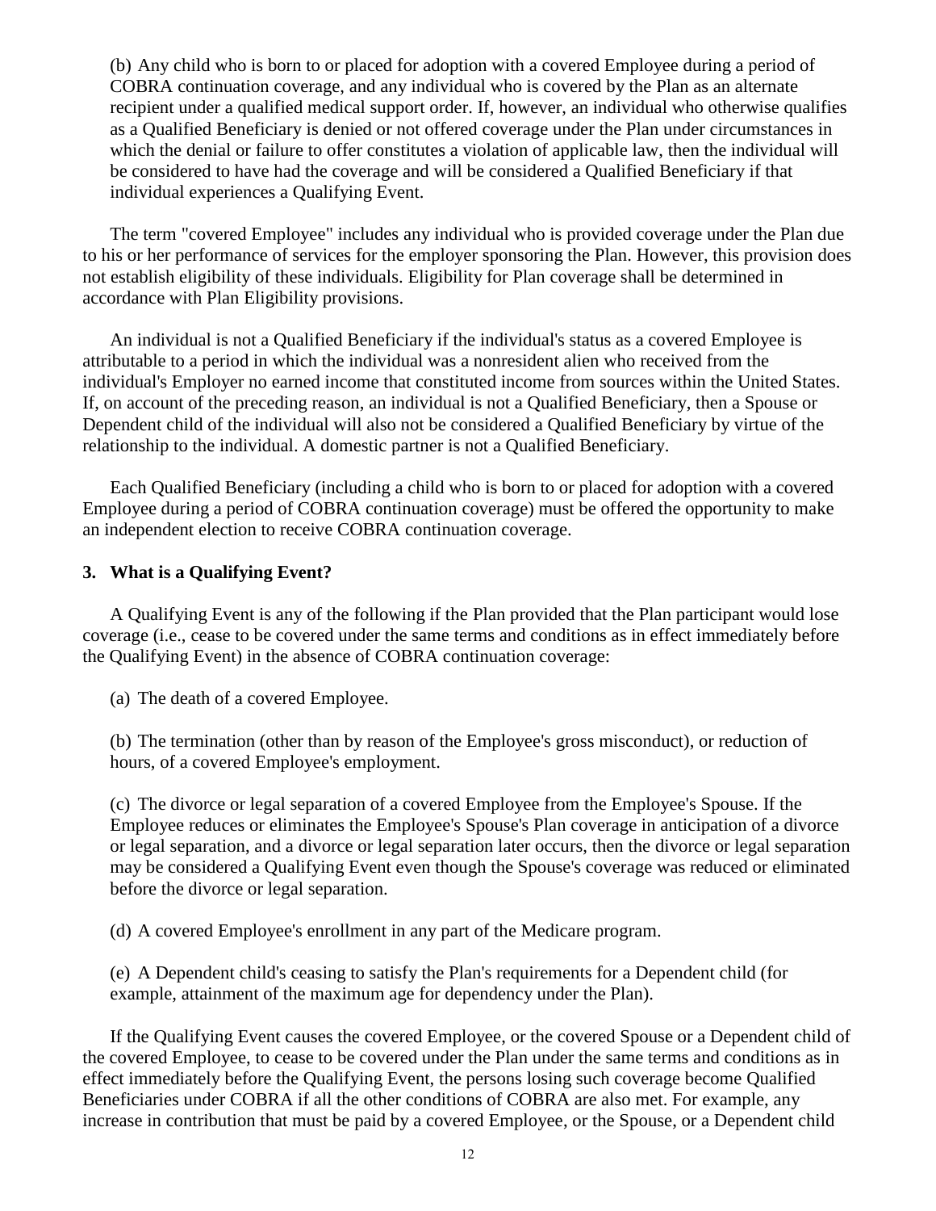(b) Any child who is born to or placed for adoption with a covered Employee during a period of COBRA continuation coverage, and any individual who is covered by the Plan as an alternate recipient under a qualified medical support order. If, however, an individual who otherwise qualifies as a Qualified Beneficiary is denied or not offered coverage under the Plan under circumstances in which the denial or failure to offer constitutes a violation of applicable law, then the individual will be considered to have had the coverage and will be considered a Qualified Beneficiary if that individual experiences a Qualifying Event.

The term "covered Employee" includes any individual who is provided coverage under the Plan due to his or her performance of services for the employer sponsoring the Plan. However, this provision does not establish eligibility of these individuals. Eligibility for Plan coverage shall be determined in accordance with Plan Eligibility provisions.

An individual is not a Qualified Beneficiary if the individual's status as a covered Employee is attributable to a period in which the individual was a nonresident alien who received from the individual's Employer no earned income that constituted income from sources within the United States. If, on account of the preceding reason, an individual is not a Qualified Beneficiary, then a Spouse or Dependent child of the individual will also not be considered a Qualified Beneficiary by virtue of the relationship to the individual. A domestic partner is not a Qualified Beneficiary.

Each Qualified Beneficiary (including a child who is born to or placed for adoption with a covered Employee during a period of COBRA continuation coverage) must be offered the opportunity to make an independent election to receive COBRA continuation coverage.

### 3. What is a Qualifying Event?

A Qualifying Event is any of the following if the Plan provided that the Plan participant would lose coverage (i.e., cease to be covered under the same terms and conditions as in effect immediately before the Qualifying Event) in the absence of COBRA continuation coverage:

(a) The death of a covered Employee.

(b) The termination (other than by reason of the Employee's gross misconduct), or reduction of hours, of a covered Employee's employment.

(c) The divorce or legal separation of a covered Employee from the Employee's Spouse. If the Employee reduces or eliminates the Employee's Spouse's Plan coverage in anticipation of a divorce or legal separation, and a divorce or legal separation later occurs, then the divorce or legal separation may be considered a Qualifying Event even though the Spouse's coverage was reduced or eliminated before the divorce or legal separation.

(d) A covered Employee's enrollment in any part of the Medicare program.

(e) A Dependent child's ceasing to satisfy the Plan's requirements for a Dependent child (for example, attainment of the maximum age for dependency under the Plan).

If the Qualifying Event causes the covered Employee, or the covered Spouse or a Dependent child of the covered Employee, to cease to be covered under the Plan under the same terms and conditions as in effect immediately before the Qualifying Event, the persons losing such coverage become Qualified Beneficiaries under COBRA if all the other conditions of COBRA are also met. For example, any increase in contribution that must be paid by a covered Employee, or the Spouse, or a Dependent child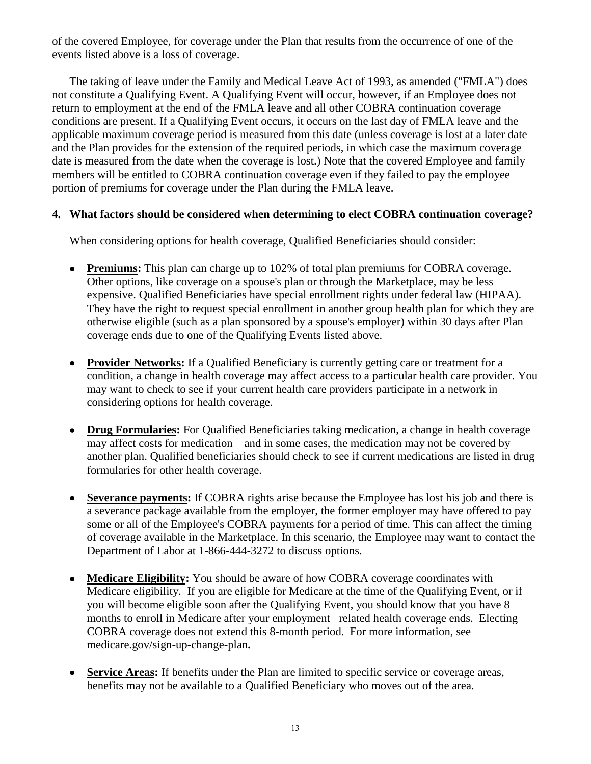of the covered Employee, for coverage under the Plan that results from the occurrence of one of the events listed above is a loss of coverage.

The taking of leave under the Family and Medical Leave Act of 1993, as amended ("FMLA") does not constitute a Qualifying Event. A Qualifying Event will occur, however, if an Employee does not return to employment at the end of the FMLA leave and all other COBRA continuation coverage conditions are present. If a Qualifying Event occurs, it occurs on the last day of FMLA leave and the applicable maximum coverage period is measured from this date (unless coverage is lost at a later date and the Plan provides for the extension of the required periods, in which case the maximum coverage date is measured from the date when the coverage is lost.) Note that the covered Employee and family members will be entitled to COBRA continuation coverage even if they failed to pay the employee portion of premiums for coverage under the Plan during the FMLA leave.

**4. What factors should be considered when determining to elect COBRA continuation coverage?**

When considering options for health coverage, Qualified Beneficiaries should consider:

- **Premiums:** This plan can charge up to 102% of total plan premiums for COBRA coverage. Other options, like coverage on a spouse's plan or through the Marketplace, may be less expensive. Qualified Beneficiaries have special enrollment rights under federal law (HIPAA). They have the right to request special enrollment in another group health plan for which they are otherwise eligible (such as a plan sponsored by a spouse's employer) within 30 days after Plan coverage ends due to one of the Qualifying Events listed above.

- **Provider Networks:** If a Qualified Beneficiary is currently getting care or treatment for a condition, a change in health coverage may affect access to a particular health care provider. You may want to check to see if your current health care providers participate in a network in considering options for health coverage.

- **Drug Formularies:** For Qualified Beneficiaries taking medication, a change in health coverage may affect costs for medication – and in some cases, the medication may not be covered by another plan. Qualified beneficiaries should check to see if current medications are listed in drug formularies for other health coverage.

- **Severance payments:** If COBRA rights arise because the Employee has lost his job and there is a severance package available from the employer, the former employer may have offered to pay some or all of the Employee's COBRA payments for a period of time. This can affect the timing of coverage available in the Marketplace. In this scenario, the Employee may want to contact the Department of Labor at 1-866-444-3272 to discuss options.

- **Medicare Eligibility:** You should be aware of how COBRA coverage coordinates with Medicare eligibility. If you are eligible for Medicare at the time of the Qualifying Event, or if you will become eligible soon after the Qualifying Event, you should know that you have 8 months to enroll in Medicare after your employment –related health coverage ends. Electing COBRA coverage does not extend this 8-month period. For more information, see medicare.gov/sign-up-change-plan**.**

- **Service Areas:** If benefits under the Plan are limited to specific service or coverage areas, benefits may not be available to a Qualified Beneficiary who moves out of the area.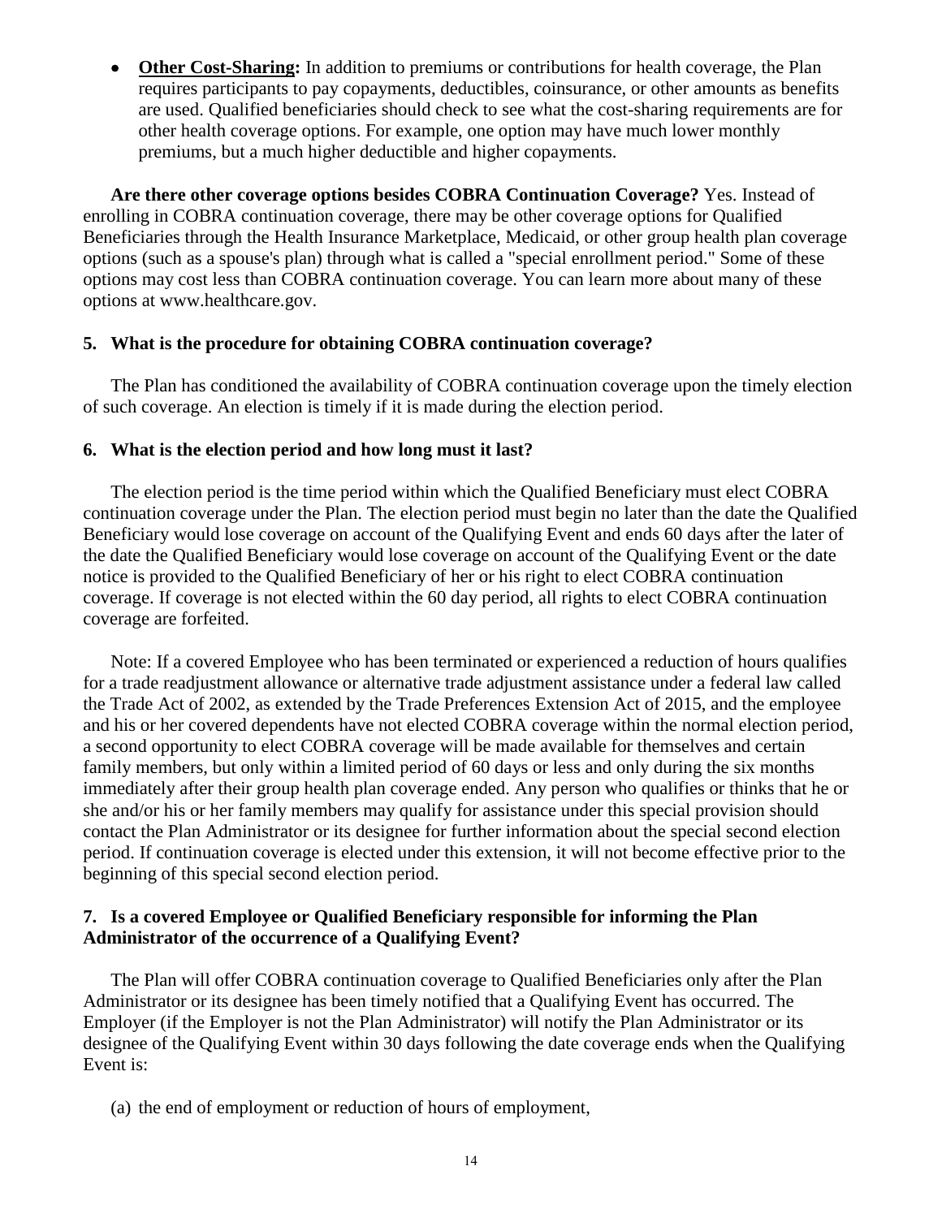- **Other Cost-Sharing:** In addition to premiums or contributions for health coverage, the Plan requires participants to pay copayments, deductibles, coinsurance, or other amounts as benefits are used. Qualified beneficiaries should check to see what the cost-sharing requirements are for other health coverage options. For example, one option may have much lower monthly premiums, but a much higher deductible and higher copayments.

**Are there other coverage options besides COBRA Continuation Coverage?** Yes. Instead of enrolling in COBRA continuation coverage, there may be other coverage options for Qualified Beneficiaries through the Health Insurance Marketplace, Medicaid, or other group health plan coverage options (such as a spouse's plan) through what is called a "special enrollment period." Some of these options may cost less than COBRA continuation coverage. You can learn more about many of these options at www.healthcare.gov.

**5. What is the procedure for obtaining COBRA continuation coverage?**

The Plan has conditioned the availability of COBRA continuation coverage upon the timely election of such coverage. An election is timely if it is made during the election period.

**6. What is the election period and how long must it last?**

The election period is the time period within which the Qualified Beneficiary must elect COBRA continuation coverage under the Plan. The election period must begin no later than the date the Qualified Beneficiary would lose coverage on account of the Qualifying Event and ends 60 days after the later of the date the Qualified Beneficiary would lose coverage on account of the Qualifying Event or the date notice is provided to the Qualified Beneficiary of her or his right to elect COBRA continuation coverage. If coverage is not elected within the 60 day period, all rights to elect COBRA continuation coverage are forfeited.

Note: If a covered Employee who has been terminated or experienced a reduction of hours qualifies for a trade readjustment allowance or alternative trade adjustment assistance under a federal law called the Trade Act of 2002, as extended by the Trade Preferences Extension Act of 2015, and the employee and his or her covered dependents have not elected COBRA coverage within the normal election period, a second opportunity to elect COBRA coverage will be made available for themselves and certain family members, but only within a limited period of 60 days or less and only during the six months immediately after their group health plan coverage ended. Any person who qualifies or thinks that he or she and/or his or her family members may qualify for assistance under this special provision should contact the Plan Administrator or its designee for further information about the special second election period. If continuation coverage is elected under this extension, it will not become effective prior to the beginning of this special second election period.

**7. Is a covered Employee or Qualified Beneficiary responsible for informing the Plan Administrator of the occurrence of a Qualifying Event?**

The Plan will offer COBRA continuation coverage to Qualified Beneficiaries only after the Plan Administrator or its designee has been timely notified that a Qualifying Event has occurred. The Employer (if the Employer is not the Plan Administrator) will notify the Plan Administrator or its designee of the Qualifying Event within 30 days following the date coverage ends when the Qualifying Event is:

(a) the end of employment or reduction of hours of employment,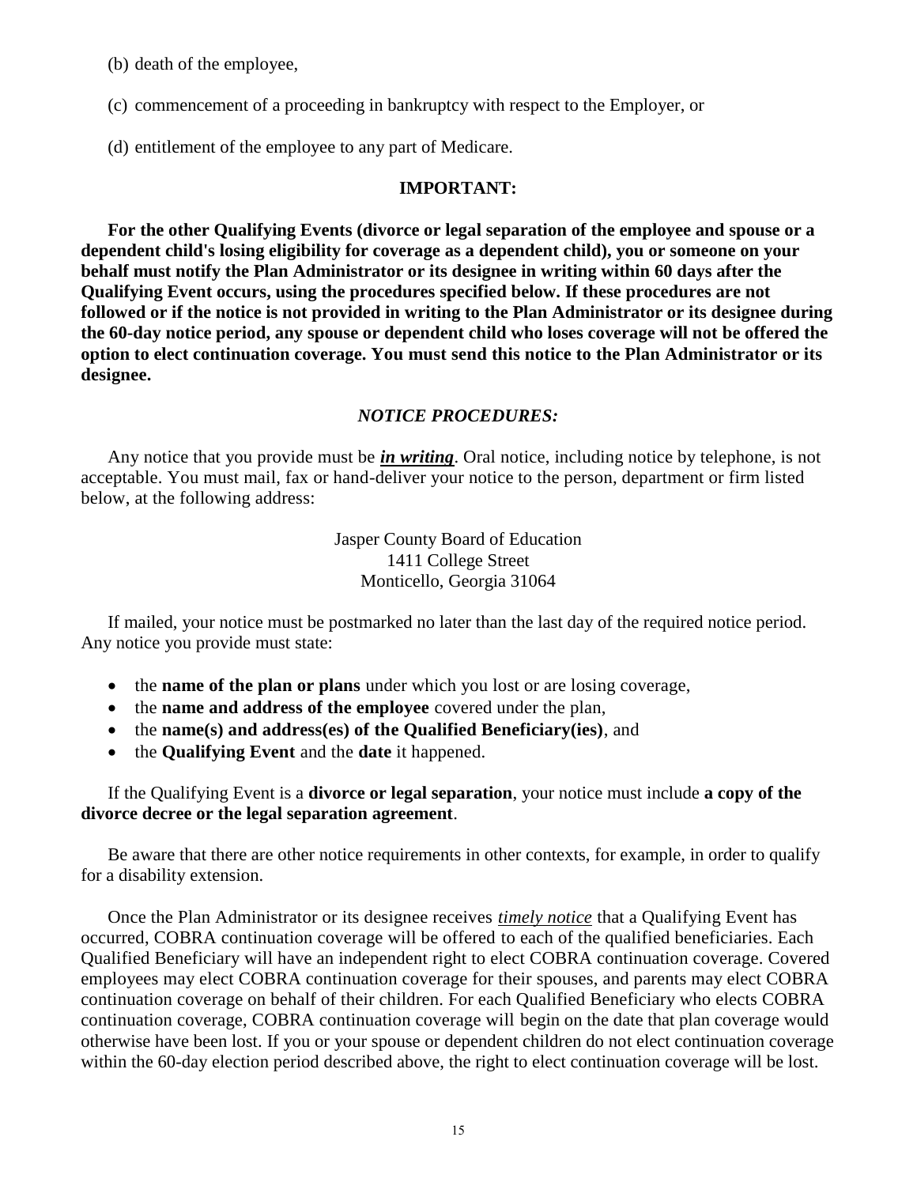(b) death of the employee,

(c) commencement of a proceeding in bankruptcy with respect to the Employer, or

(d) entitlement of the employee to any part of Medicare.

**IMPORTANT:**

**For the other Qualifying Events (divorce or legal separation of the employee and spouse or a dependent child's losing eligibility for coverage as a dependent child), you or someone on your behalf must notify the Plan Administrator or its designee in writing within 60 days after the Qualifying Event occurs, using the procedures specified below. If these procedures are not followed or if the notice is not provided in writing to the Plan Administrator or its designee during the 60-day notice period, any spouse or dependent child who loses coverage will not be offered the option to elect continuation coverage. You must send this notice to the Plan Administrator or its designee.**

***NOTICE PROCEDURES:***

Any notice that you provide must be ***<u>in writing</u>***. Oral notice, including notice by telephone, is not acceptable. You must mail, fax or hand-deliver your notice to the person, department or firm listed below, at the following address:

Jasper County Board of Education
1411 College Street
Monticello, Georgia 31064

If mailed, your notice must be postmarked no later than the last day of the required notice period. Any notice you provide must state:

- the **name of the plan or plans** under which you lost or are losing coverage,
- the **name and address of the employee** covered under the plan,
- the **name(s) and address(es) of the Qualified Beneficiary(ies)**, and
- the **Qualifying Event** and the **date** it happened.

If the Qualifying Event is a **divorce or legal separation**, your notice must include **a copy of the divorce decree or the legal separation agreement**.

Be aware that there are other notice requirements in other contexts, for example, in order to qualify for a disability extension.

Once the Plan Administrator or its designee receives *<u>timely notice</u>* that a Qualifying Event has occurred, COBRA continuation coverage will be offered to each of the qualified beneficiaries. Each Qualified Beneficiary will have an independent right to elect COBRA continuation coverage. Covered employees may elect COBRA continuation coverage for their spouses, and parents may elect COBRA continuation coverage on behalf of their children. For each Qualified Beneficiary who elects COBRA continuation coverage, COBRA continuation coverage will begin on the date that plan coverage would otherwise have been lost. If you or your spouse or dependent children do not elect continuation coverage within the 60-day election period described above, the right to elect continuation coverage will be lost.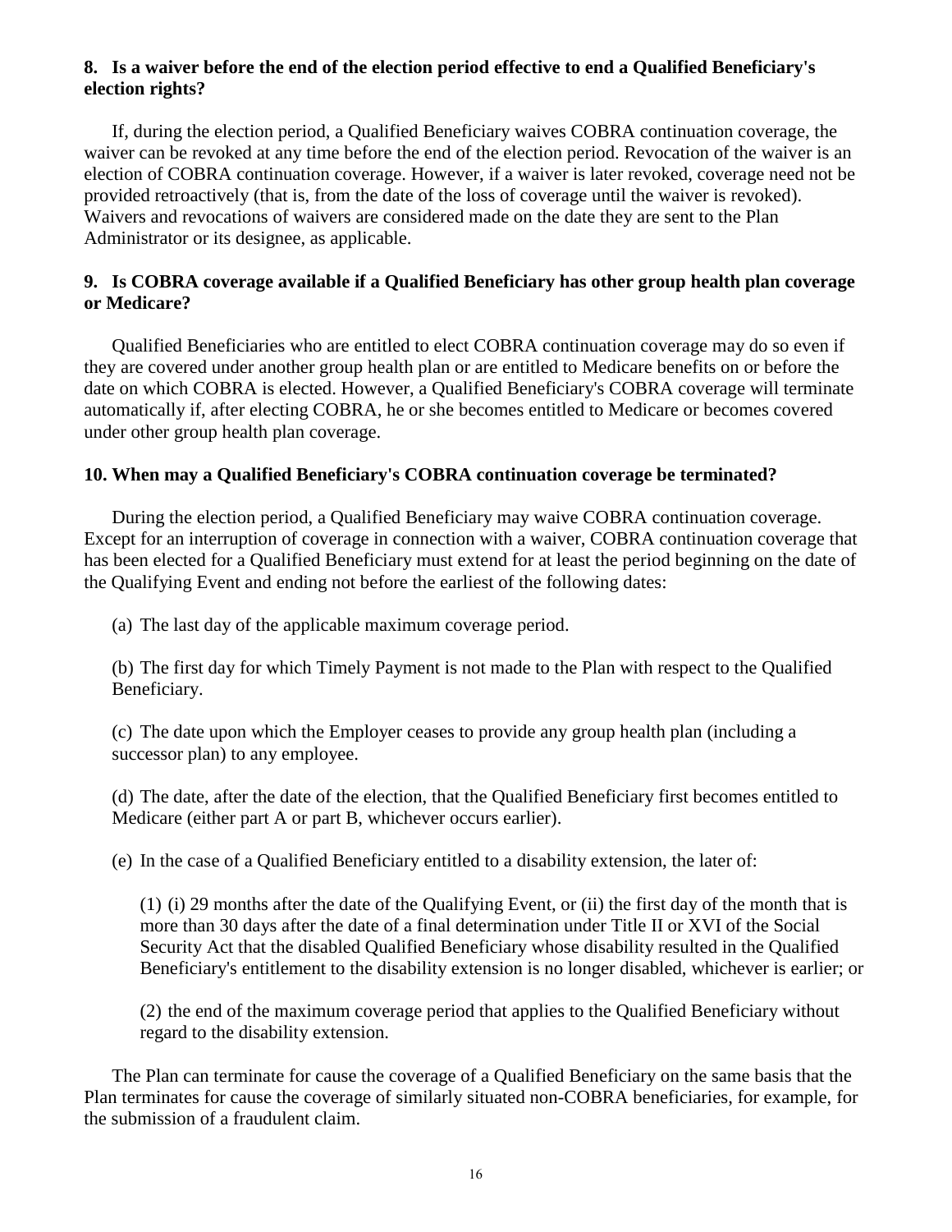### 8. Is a waiver before the end of the election period effective to end a Qualified Beneficiary's election rights?

If, during the election period, a Qualified Beneficiary waives COBRA continuation coverage, the waiver can be revoked at any time before the end of the election period. Revocation of the waiver is an election of COBRA continuation coverage. However, if a waiver is later revoked, coverage need not be provided retroactively (that is, from the date of the loss of coverage until the waiver is revoked). Waivers and revocations of waivers are considered made on the date they are sent to the Plan Administrator or its designee, as applicable.

### 9. Is COBRA coverage available if a Qualified Beneficiary has other group health plan coverage or Medicare?

Qualified Beneficiaries who are entitled to elect COBRA continuation coverage may do so even if they are covered under another group health plan or are entitled to Medicare benefits on or before the date on which COBRA is elected. However, a Qualified Beneficiary's COBRA coverage will terminate automatically if, after electing COBRA, he or she becomes entitled to Medicare or becomes covered under other group health plan coverage.

### 10. When may a Qualified Beneficiary's COBRA continuation coverage be terminated?

During the election period, a Qualified Beneficiary may waive COBRA continuation coverage. Except for an interruption of coverage in connection with a waiver, COBRA continuation coverage that has been elected for a Qualified Beneficiary must extend for at least the period beginning on the date of the Qualifying Event and ending not before the earliest of the following dates:

(a) The last day of the applicable maximum coverage period.

(b) The first day for which Timely Payment is not made to the Plan with respect to the Qualified Beneficiary.

(c) The date upon which the Employer ceases to provide any group health plan (including a successor plan) to any employee.

(d) The date, after the date of the election, that the Qualified Beneficiary first becomes entitled to Medicare (either part A or part B, whichever occurs earlier).

(e) In the case of a Qualified Beneficiary entitled to a disability extension, the later of:

> (1) (i) 29 months after the date of the Qualifying Event, or (ii) the first day of the month that is more than 30 days after the date of a final determination under Title II or XVI of the Social Security Act that the disabled Qualified Beneficiary whose disability resulted in the Qualified Beneficiary's entitlement to the disability extension is no longer disabled, whichever is earlier; or
>
> (2) the end of the maximum coverage period that applies to the Qualified Beneficiary without regard to the disability extension.

The Plan can terminate for cause the coverage of a Qualified Beneficiary on the same basis that the Plan terminates for cause the coverage of similarly situated non-COBRA beneficiaries, for example, for the submission of a fraudulent claim.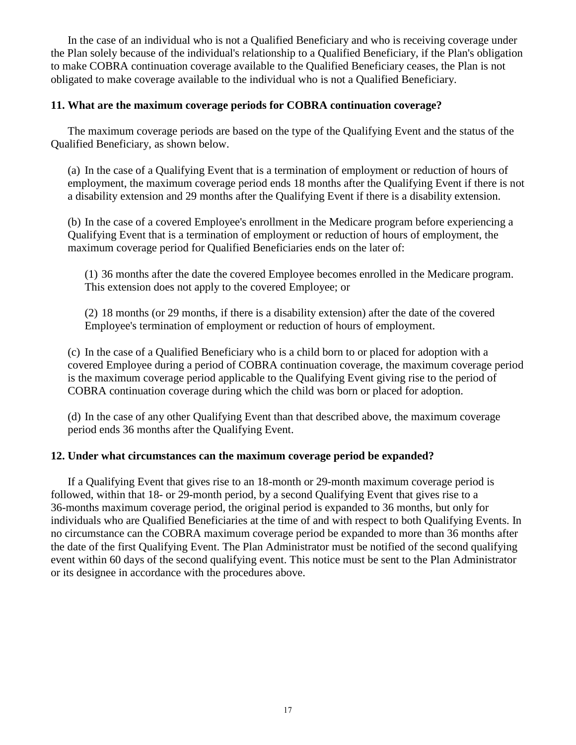In the case of an individual who is not a Qualified Beneficiary and who is receiving coverage under the Plan solely because of the individual's relationship to a Qualified Beneficiary, if the Plan's obligation to make COBRA continuation coverage available to the Qualified Beneficiary ceases, the Plan is not obligated to make coverage available to the individual who is not a Qualified Beneficiary.

**11. What are the maximum coverage periods for COBRA continuation coverage?**

The maximum coverage periods are based on the type of the Qualifying Event and the status of the Qualified Beneficiary, as shown below.

(a) In the case of a Qualifying Event that is a termination of employment or reduction of hours of employment, the maximum coverage period ends 18 months after the Qualifying Event if there is not a disability extension and 29 months after the Qualifying Event if there is a disability extension.

(b) In the case of a covered Employee's enrollment in the Medicare program before experiencing a Qualifying Event that is a termination of employment or reduction of hours of employment, the maximum coverage period for Qualified Beneficiaries ends on the later of:

(1) 36 months after the date the covered Employee becomes enrolled in the Medicare program. This extension does not apply to the covered Employee; or

(2) 18 months (or 29 months, if there is a disability extension) after the date of the covered Employee's termination of employment or reduction of hours of employment.

(c) In the case of a Qualified Beneficiary who is a child born to or placed for adoption with a covered Employee during a period of COBRA continuation coverage, the maximum coverage period is the maximum coverage period applicable to the Qualifying Event giving rise to the period of COBRA continuation coverage during which the child was born or placed for adoption.

(d) In the case of any other Qualifying Event than that described above, the maximum coverage period ends 36 months after the Qualifying Event.

**12. Under what circumstances can the maximum coverage period be expanded?**

If a Qualifying Event that gives rise to an 18-month or 29-month maximum coverage period is followed, within that 18- or 29-month period, by a second Qualifying Event that gives rise to a 36-months maximum coverage period, the original period is expanded to 36 months, but only for individuals who are Qualified Beneficiaries at the time of and with respect to both Qualifying Events. In no circumstance can the COBRA maximum coverage period be expanded to more than 36 months after the date of the first Qualifying Event. The Plan Administrator must be notified of the second qualifying event within 60 days of the second qualifying event. This notice must be sent to the Plan Administrator or its designee in accordance with the procedures above.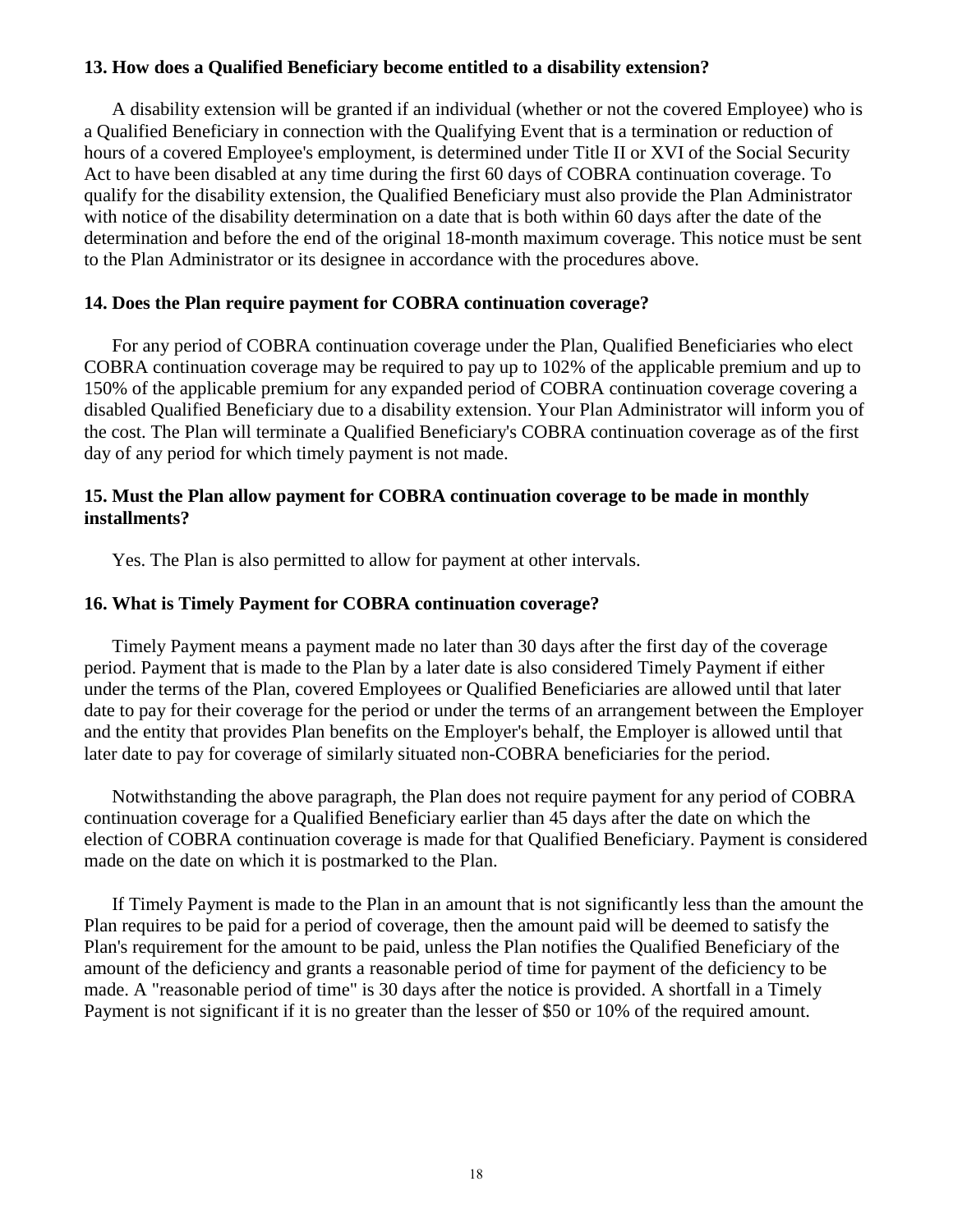### 13. How does a Qualified Beneficiary become entitled to a disability extension?

A disability extension will be granted if an individual (whether or not the covered Employee) who is a Qualified Beneficiary in connection with the Qualifying Event that is a termination or reduction of hours of a covered Employee's employment, is determined under Title II or XVI of the Social Security Act to have been disabled at any time during the first 60 days of COBRA continuation coverage. To qualify for the disability extension, the Qualified Beneficiary must also provide the Plan Administrator with notice of the disability determination on a date that is both within 60 days after the date of the determination and before the end of the original 18-month maximum coverage. This notice must be sent to the Plan Administrator or its designee in accordance with the procedures above.

### 14. Does the Plan require payment for COBRA continuation coverage?

For any period of COBRA continuation coverage under the Plan, Qualified Beneficiaries who elect COBRA continuation coverage may be required to pay up to 102% of the applicable premium and up to 150% of the applicable premium for any expanded period of COBRA continuation coverage covering a disabled Qualified Beneficiary due to a disability extension. Your Plan Administrator will inform you of the cost. The Plan will terminate a Qualified Beneficiary's COBRA continuation coverage as of the first day of any period for which timely payment is not made.

### 15. Must the Plan allow payment for COBRA continuation coverage to be made in monthly installments?

Yes. The Plan is also permitted to allow for payment at other intervals.

### 16. What is Timely Payment for COBRA continuation coverage?

Timely Payment means a payment made no later than 30 days after the first day of the coverage period. Payment that is made to the Plan by a later date is also considered Timely Payment if either under the terms of the Plan, covered Employees or Qualified Beneficiaries are allowed until that later date to pay for their coverage for the period or under the terms of an arrangement between the Employer and the entity that provides Plan benefits on the Employer's behalf, the Employer is allowed until that later date to pay for coverage of similarly situated non-COBRA beneficiaries for the period.

Notwithstanding the above paragraph, the Plan does not require payment for any period of COBRA continuation coverage for a Qualified Beneficiary earlier than 45 days after the date on which the election of COBRA continuation coverage is made for that Qualified Beneficiary. Payment is considered made on the date on which it is postmarked to the Plan.

If Timely Payment is made to the Plan in an amount that is not significantly less than the amount the Plan requires to be paid for a period of coverage, then the amount paid will be deemed to satisfy the Plan's requirement for the amount to be paid, unless the Plan notifies the Qualified Beneficiary of the amount of the deficiency and grants a reasonable period of time for payment of the deficiency to be made. A "reasonable period of time" is 30 days after the notice is provided. A shortfall in a Timely Payment is not significant if it is no greater than the lesser of $50 or 10% of the required amount.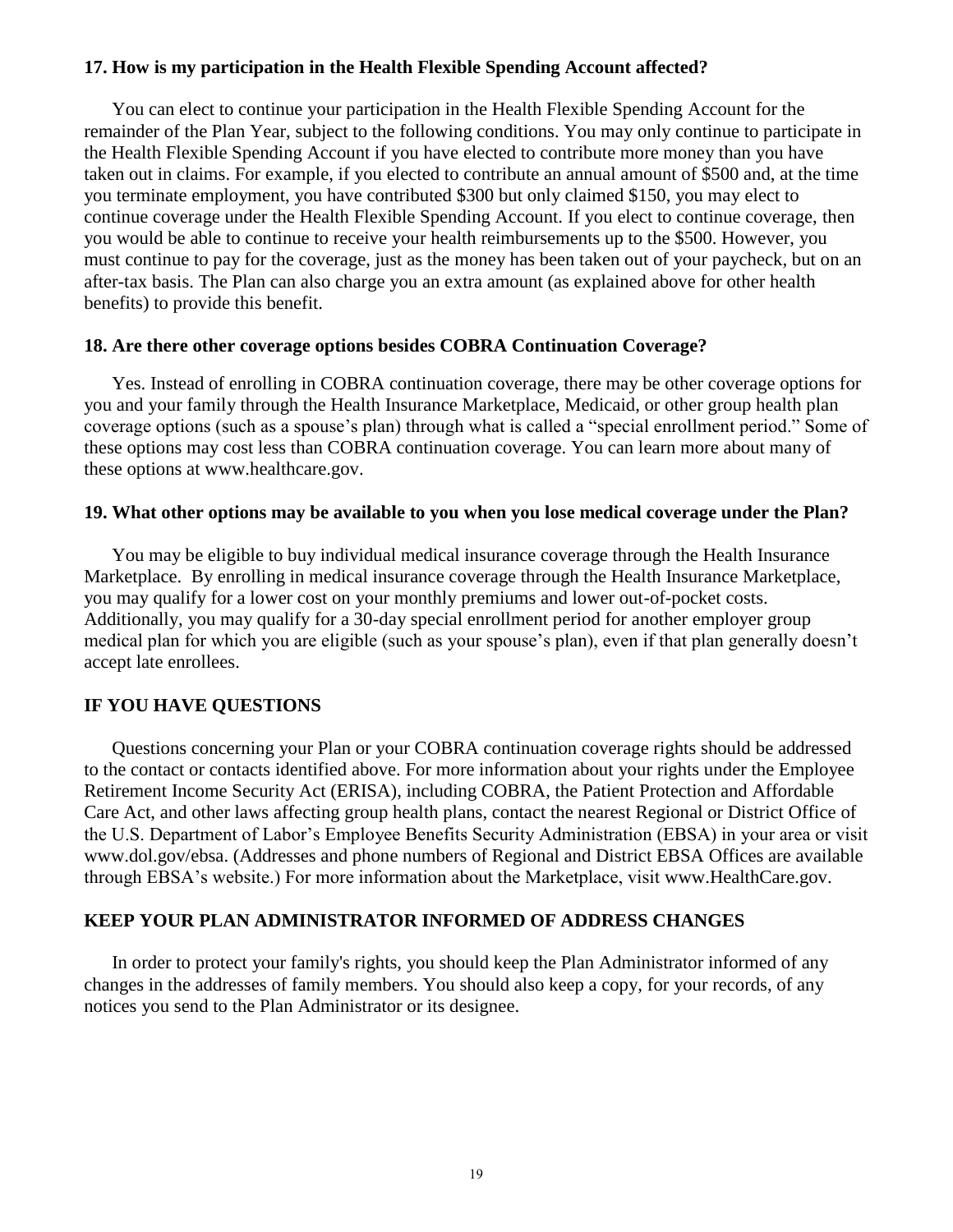**17. How is my participation in the Health Flexible Spending Account affected?**

You can elect to continue your participation in the Health Flexible Spending Account for the remainder of the Plan Year, subject to the following conditions. You may only continue to participate in the Health Flexible Spending Account if you have elected to contribute more money than you have taken out in claims. For example, if you elected to contribute an annual amount of $500 and, at the time you terminate employment, you have contributed $300 but only claimed $150, you may elect to continue coverage under the Health Flexible Spending Account. If you elect to continue coverage, then you would be able to continue to receive your health reimbursements up to the $500. However, you must continue to pay for the coverage, just as the money has been taken out of your paycheck, but on an after-tax basis. The Plan can also charge you an extra amount (as explained above for other health benefits) to provide this benefit.

**18. Are there other coverage options besides COBRA Continuation Coverage?**

Yes. Instead of enrolling in COBRA continuation coverage, there may be other coverage options for you and your family through the Health Insurance Marketplace, Medicaid, or other group health plan coverage options (such as a spouse's plan) through what is called a "special enrollment period." Some of these options may cost less than COBRA continuation coverage. You can learn more about many of these options at www.healthcare.gov.

**19. What other options may be available to you when you lose medical coverage under the Plan?**

You may be eligible to buy individual medical insurance coverage through the Health Insurance Marketplace. By enrolling in medical insurance coverage through the Health Insurance Marketplace, you may qualify for a lower cost on your monthly premiums and lower out-of-pocket costs. Additionally, you may qualify for a 30-day special enrollment period for another employer group medical plan for which you are eligible (such as your spouse's plan), even if that plan generally doesn't accept late enrollees.

## IF YOU HAVE QUESTIONS

Questions concerning your Plan or your COBRA continuation coverage rights should be addressed to the contact or contacts identified above. For more information about your rights under the Employee Retirement Income Security Act (ERISA), including COBRA, the Patient Protection and Affordable Care Act, and other laws affecting group health plans, contact the nearest Regional or District Office of the U.S. Department of Labor's Employee Benefits Security Administration (EBSA) in your area or visit www.dol.gov/ebsa. (Addresses and phone numbers of Regional and District EBSA Offices are available through EBSA's website.) For more information about the Marketplace, visit www.HealthCare.gov.

## KEEP YOUR PLAN ADMINISTRATOR INFORMED OF ADDRESS CHANGES

In order to protect your family's rights, you should keep the Plan Administrator informed of any changes in the addresses of family members. You should also keep a copy, for your records, of any notices you send to the Plan Administrator or its designee.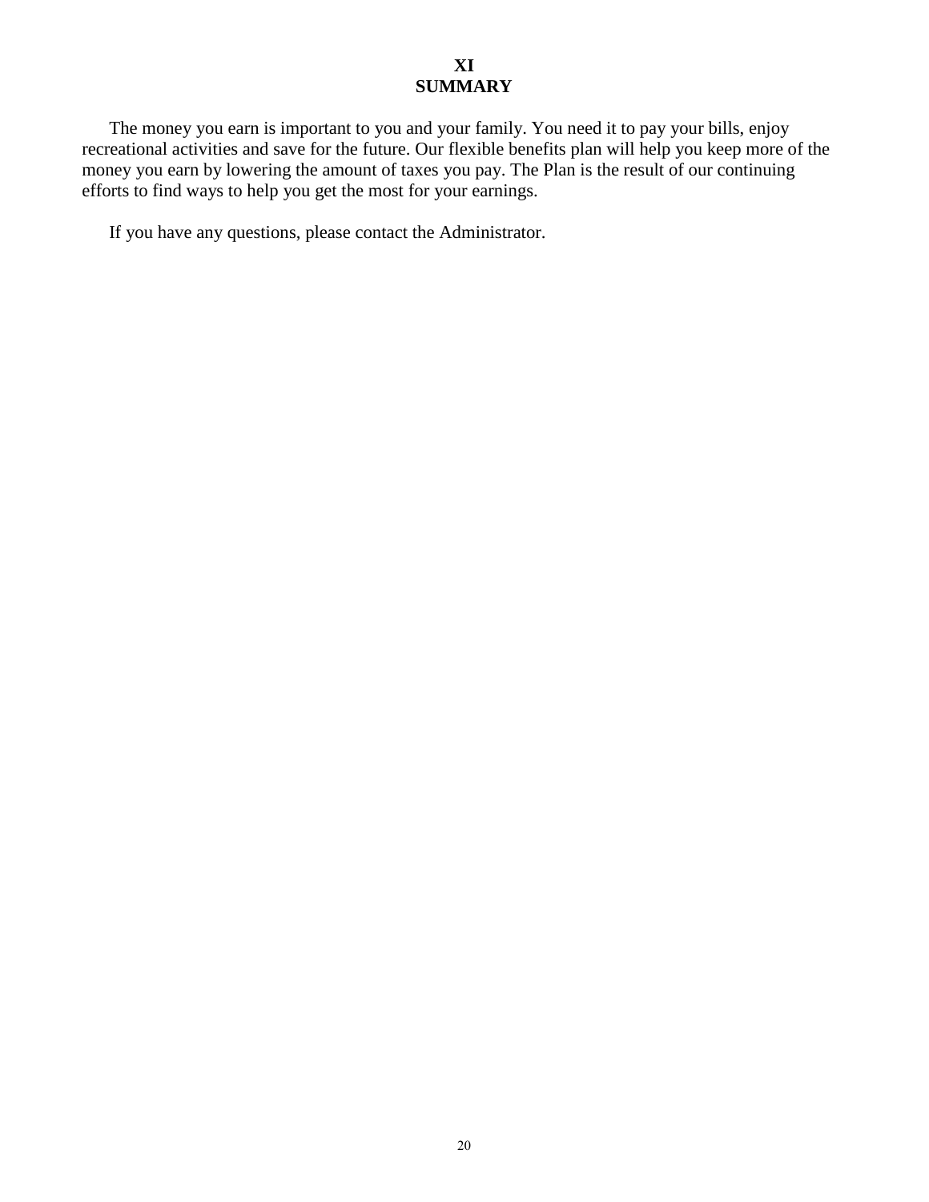# XI
# SUMMARY

The money you earn is important to you and your family. You need it to pay your bills, enjoy recreational activities and save for the future. Our flexible benefits plan will help you keep more of the money you earn by lowering the amount of taxes you pay. The Plan is the result of our continuing efforts to find ways to help you get the most for your earnings.

If you have any questions, please contact the Administrator.